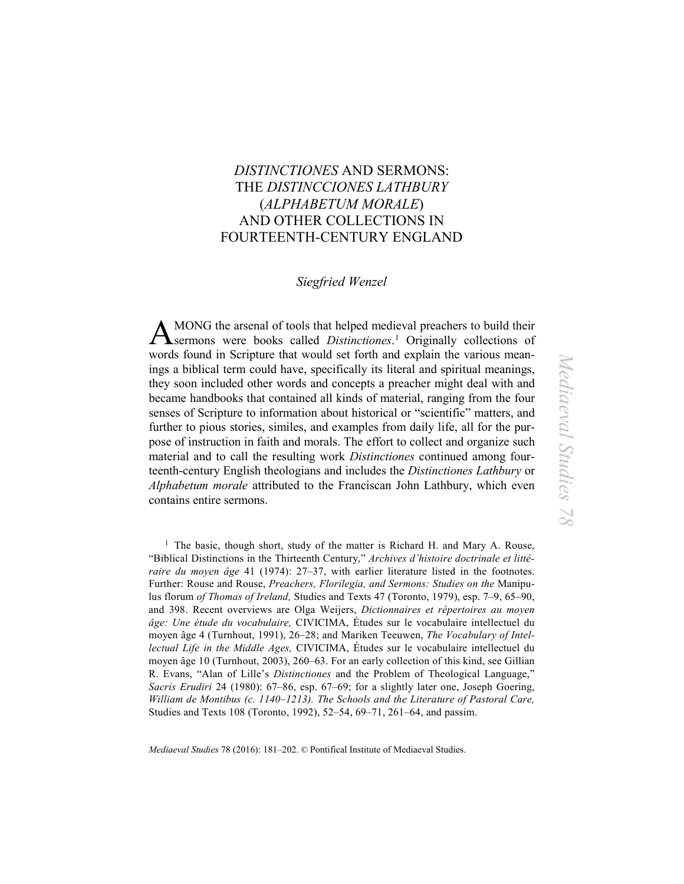# *DISTINCTIONES* AND SERMONS: THE *DISTINCCIONES LATHBURY* (*ALPHABETUM MORALE*) AND OTHER COLLECTIONS IN FOURTEENTH-CENTURY ENGLAND

*Siegfried Wenzel*

AMONG the arsenal of tools that helped medieval preachers to build their sermons were books called *Distinctiones*.[1] Originally collections of words found in Scripture that would set forth and explain the various meanings a biblical term could have, specifically its literal and spiritual meanings, they soon included other words and concepts a preacher might deal with and became handbooks that contained all kinds of material, ranging from the four senses of Scripture to information about historical or "scientific" matters, and further to pious stories, similes, and examples from daily life, all for the purpose of instruction in faith and morals. The effort to collect and organize such material and to call the resulting work *Distinctiones* continued among fourteenth-century English theologians and includes the *Distinctiones Lathbury* or *Alphabetum morale* attributed to the Franciscan John Lathbury, which even contains entire sermons.

[1] The basic, though short, study of the matter is Richard H. and Mary A. Rouse, "Biblical Distinctions in the Thirteenth Century," *Archives d'histoire doctrinale et littéraire du moyen âge* 41 (1974): 27–37, with earlier literature listed in the footnotes. Further: Rouse and Rouse, *Preachers, Florilegia, and Sermons: Studies on the* Manipulus florum *of Thomas of Ireland,* Studies and Texts 47 (Toronto, 1979), esp. 7–9, 65–90, and 398. Recent overviews are Olga Weijers, *Dictionnaires et répertoires au moyen âge: Une étude du vocabulaire,* CIVICIMA, Études sur le vocabulaire intellectuel du moyen âge 4 (Turnhout, 1991), 26–28; and Mariken Teeuwen, *The Vocabulary of Intellectual Life in the Middle Ages,* CIVICIMA, Études sur le vocabulaire intellectuel du moyen âge 10 (Turnhout, 2003), 260–63. For an early collection of this kind, see Gillian R. Evans, "Alan of Lille's *Distinctiones* and the Problem of Theological Language," *Sacris Erudiri* 24 (1980): 67–86, esp. 67–69; for a slightly later one, Joseph Goering, *William de Montibus (c. 1140–1213). The Schools and the Literature of Pastoral Care,* Studies and Texts 108 (Toronto, 1992), 52–54, 69–71, 261–64, and passim.

*Mediaeval Studies* 78 (2016): 181–202. © Pontifical Institute of Mediaeval Studies.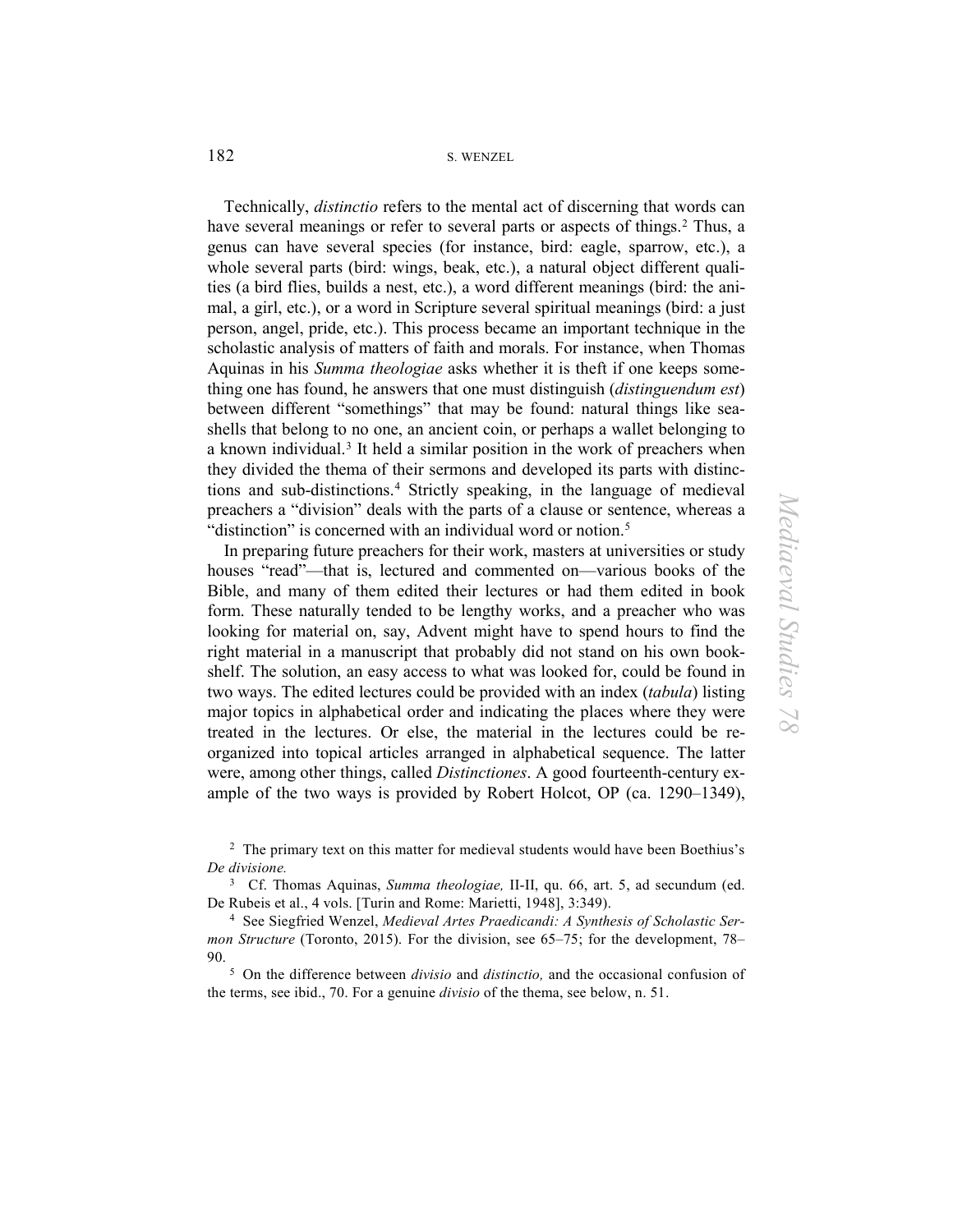Technically, *distinctio* refers to the mental act of discerning that words can have several meanings or refer to several parts or aspects of things.[2] Thus, a genus can have several species (for instance, bird: eagle, sparrow, etc.), a whole several parts (bird: wings, beak, etc.), a natural object different qualities (a bird flies, builds a nest, etc.), a word different meanings (bird: the animal, a girl, etc.), or a word in Scripture several spiritual meanings (bird: a just person, angel, pride, etc.). This process became an important technique in the scholastic analysis of matters of faith and morals. For instance, when Thomas Aquinas in his *Summa theologiae* asks whether it is theft if one keeps something one has found, he answers that one must distinguish (*distinguendum est*) between different "somethings" that may be found: natural things like seashells that belong to no one, an ancient coin, or perhaps a wallet belonging to a known individual.[3] It held a similar position in the work of preachers when they divided the thema of their sermons and developed its parts with distinctions and sub-distinctions.[4] Strictly speaking, in the language of medieval preachers a "division" deals with the parts of a clause or sentence, whereas a "distinction" is concerned with an individual word or notion.[5]

In preparing future preachers for their work, masters at universities or study houses "read"—that is, lectured and commented on—various books of the Bible, and many of them edited their lectures or had them edited in book form. These naturally tended to be lengthy works, and a preacher who was looking for material on, say, Advent might have to spend hours to find the right material in a manuscript that probably did not stand on his own bookshelf. The solution, an easy access to what was looked for, could be found in two ways. The edited lectures could be provided with an index (*tabula*) listing major topics in alphabetical order and indicating the places where they were treated in the lectures. Or else, the material in the lectures could be reorganized into topical articles arranged in alphabetical sequence. The latter were, among other things, called *Distinctiones*. A good fourteenth-century example of the two ways is provided by Robert Holcot, OP (ca. 1290–1349),

[2] The primary text on this matter for medieval students would have been Boethius's *De divisione.*

[3] Cf. Thomas Aquinas, *Summa theologiae,* II-II, qu. 66, art. 5, ad secundum (ed. De Rubeis et al., 4 vols. [Turin and Rome: Marietti, 1948], 3:349).

[4] See Siegfried Wenzel, *Medieval Artes Praedicandi: A Synthesis of Scholastic Sermon Structure* (Toronto, 2015). For the division, see 65–75; for the development, 78–90.

[5] On the difference between *divisio* and *distinctio,* and the occasional confusion of the terms, see ibid., 70. For a genuine *divisio* of the thema, see below, n. 51.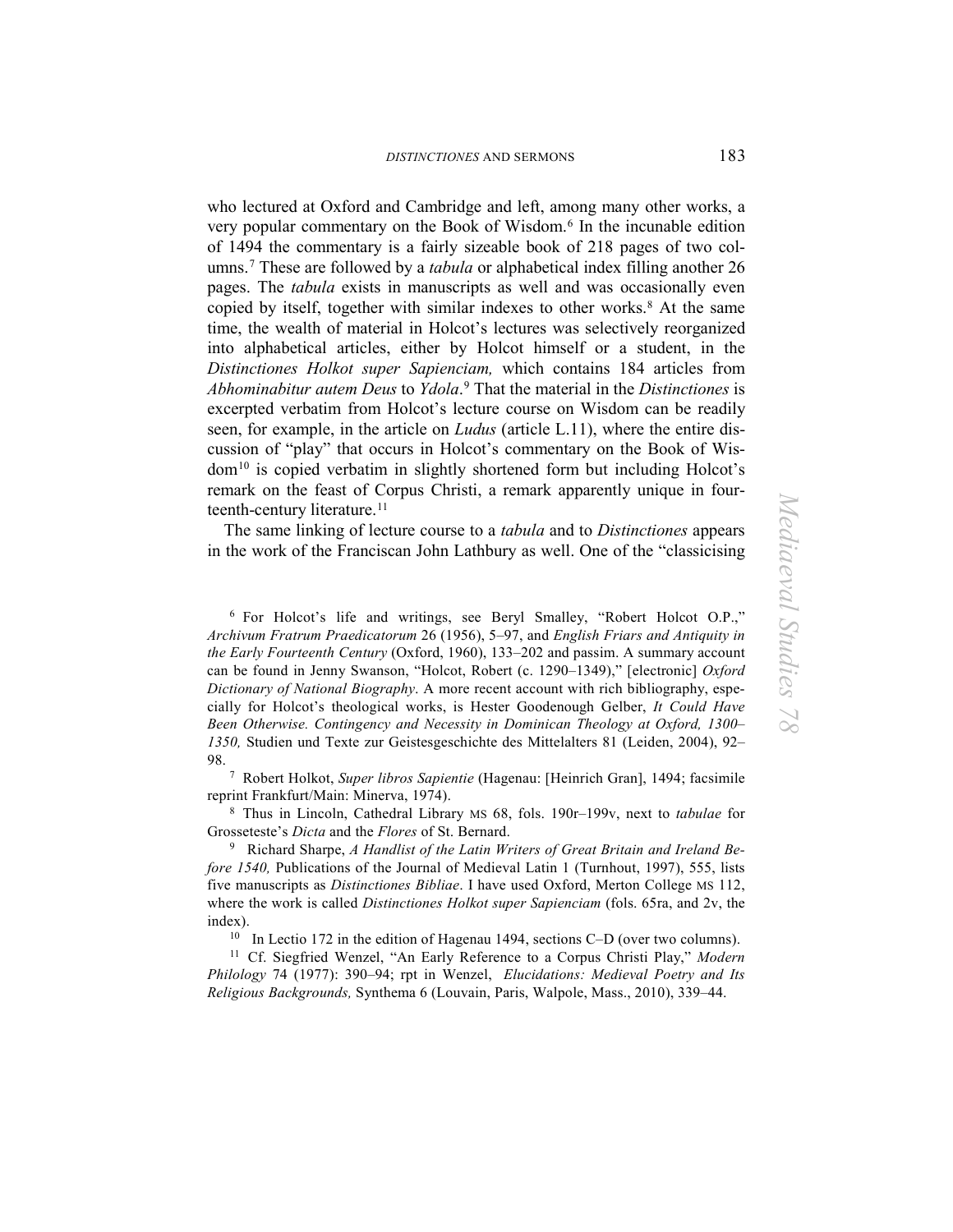who lectured at Oxford and Cambridge and left, among many other works, a very popular commentary on the Book of Wisdom.[6] In the incunable edition of 1494 the commentary is a fairly sizeable book of 218 pages of two columns.[7] These are followed by a *tabula* or alphabetical index filling another 26 pages. The *tabula* exists in manuscripts as well and was occasionally even copied by itself, together with similar indexes to other works.[8] At the same time, the wealth of material in Holcot's lectures was selectively reorganized into alphabetical articles, either by Holcot himself or a student, in the *Distinctiones Holkot super Sapienciam,* which contains 184 articles from *Abhominabitur autem Deus* to *Ydola*.[9] That the material in the *Distinctiones* is excerpted verbatim from Holcot's lecture course on Wisdom can be readily seen, for example, in the article on *Ludus* (article L.11), where the entire discussion of "play" that occurs in Holcot's commentary on the Book of Wisdom[10] is copied verbatim in slightly shortened form but including Holcot's remark on the feast of Corpus Christi, a remark apparently unique in fourteenth-century literature.[11]

The same linking of lecture course to a *tabula* and to *Distinctiones* appears in the work of the Franciscan John Lathbury as well. One of the "classicising

[6] For Holcot's life and writings, see Beryl Smalley, "Robert Holcot O.P.," *Archivum Fratrum Praedicatorum* 26 (1956), 5–97, and *English Friars and Antiquity in the Early Fourteenth Century* (Oxford, 1960), 133–202 and passim. A summary account can be found in Jenny Swanson, "Holcot, Robert (c. 1290–1349)," [electronic] *Oxford Dictionary of National Biography*. A more recent account with rich bibliography, especially for Holcot's theological works, is Hester Goodenough Gelber, *It Could Have Been Otherwise. Contingency and Necessity in Dominican Theology at Oxford, 1300–1350,* Studien und Texte zur Geistesgeschichte des Mittelalters 81 (Leiden, 2004), 92–98.

[7] Robert Holkot, *Super libros Sapientie* (Hagenau: [Heinrich Gran], 1494; facsimile reprint Frankfurt/Main: Minerva, 1974).

[8] Thus in Lincoln, Cathedral Library MS 68, fols. 190r–199v, next to *tabulae* for Grosseteste's *Dicta* and the *Flores* of St. Bernard.

[9] Richard Sharpe, *A Handlist of the Latin Writers of Great Britain and Ireland Before 1540,* Publications of the Journal of Medieval Latin 1 (Turnhout, 1997), 555, lists five manuscripts as *Distinctiones Bibliae*. I have used Oxford, Merton College MS 112, where the work is called *Distinctiones Holkot super Sapienciam* (fols. 65ra, and 2v, the index).

[10] In Lectio 172 in the edition of Hagenau 1494, sections C–D (over two columns).

[11] Cf. Siegfried Wenzel, "An Early Reference to a Corpus Christi Play," *Modern Philology* 74 (1977): 390–94; rpt in Wenzel, *Elucidations: Medieval Poetry and Its Religious Backgrounds,* Synthema 6 (Louvain, Paris, Walpole, Mass., 2010), 339–44.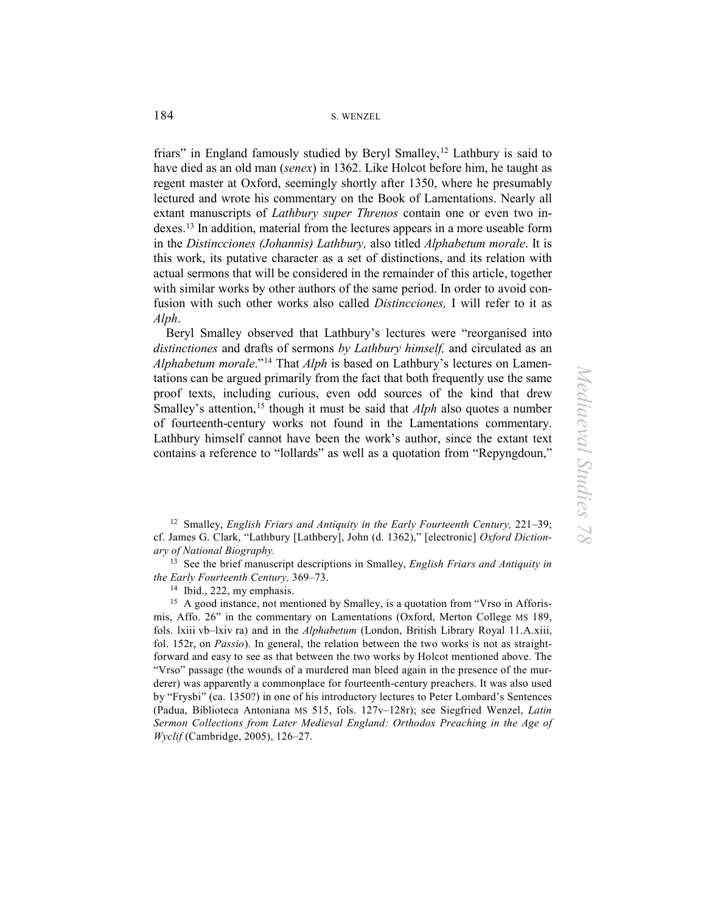friars" in England famously studied by Beryl Smalley,[12] Lathbury is said to have died as an old man (*senex*) in 1362. Like Holcot before him, he taught as regent master at Oxford, seemingly shortly after 1350, where he presumably lectured and wrote his commentary on the Book of Lamentations. Nearly all extant manuscripts of *Lathbury super Threnos* contain one or even two indexes.[13] In addition, material from the lectures appears in a more useable form in the *Distincciones (Johannis) Lathbury,* also titled *Alphabetum morale*. It is this work, its putative character as a set of distinctions, and its relation with actual sermons that will be considered in the remainder of this article, together with similar works by other authors of the same period. In order to avoid confusion with such other works also called *Distincciones,* I will refer to it as *Alph*.

Beryl Smalley observed that Lathbury's lectures were "reorganised into *distinctiones* and drafts of sermons *by Lathbury himself,* and circulated as an *Alphabetum morale*."[14] That *Alph* is based on Lathbury's lectures on Lamentations can be argued primarily from the fact that both frequently use the same proof texts, including curious, even odd sources of the kind that drew Smalley's attention,[15] though it must be said that *Alph* also quotes a number of fourteenth-century works not found in the Lamentations commentary. Lathbury himself cannot have been the work's author, since the extant text contains a reference to "lollards" as well as a quotation from "Repyngdoun,"

[12] Smalley, *English Friars and Antiquity in the Early Fourteenth Century,* 221–39; cf. James G. Clark, "Lathbury [Lathbery], John (d. 1362)," [electronic] *Oxford Dictionary of National Biography.*

[13] See the brief manuscript descriptions in Smalley, *English Friars and Antiquity in the Early Fourteenth Century,* 369–73.

[14] Ibid., 222, my emphasis.

[15] A good instance, not mentioned by Smalley, is a quotation from "Vrso in Afforismis, Affo. 26" in the commentary on Lamentations (Oxford, Merton College MS 189, fols. lxiii vb–lxiv ra) and in the *Alphabetum* (London, British Library Royal 11.A.xiii, fol. 152r, on *Passio*). In general, the relation between the two works is not as straightforward and easy to see as that between the two works by Holcot mentioned above. The "Vrso" passage (the wounds of a murdered man bleed again in the presence of the murderer) was apparently a commonplace for fourteenth-century preachers. It was also used by "Frysbi" (ca. 1350?) in one of his introductory lectures to Peter Lombard's Sentences (Padua, Biblioteca Antoniana MS 515, fols. 127v–128r); see Siegfried Wenzel, *Latin Sermon Collections from Later Medieval England: Orthodox Preaching in the Age of Wyclif* (Cambridge, 2005), 126–27.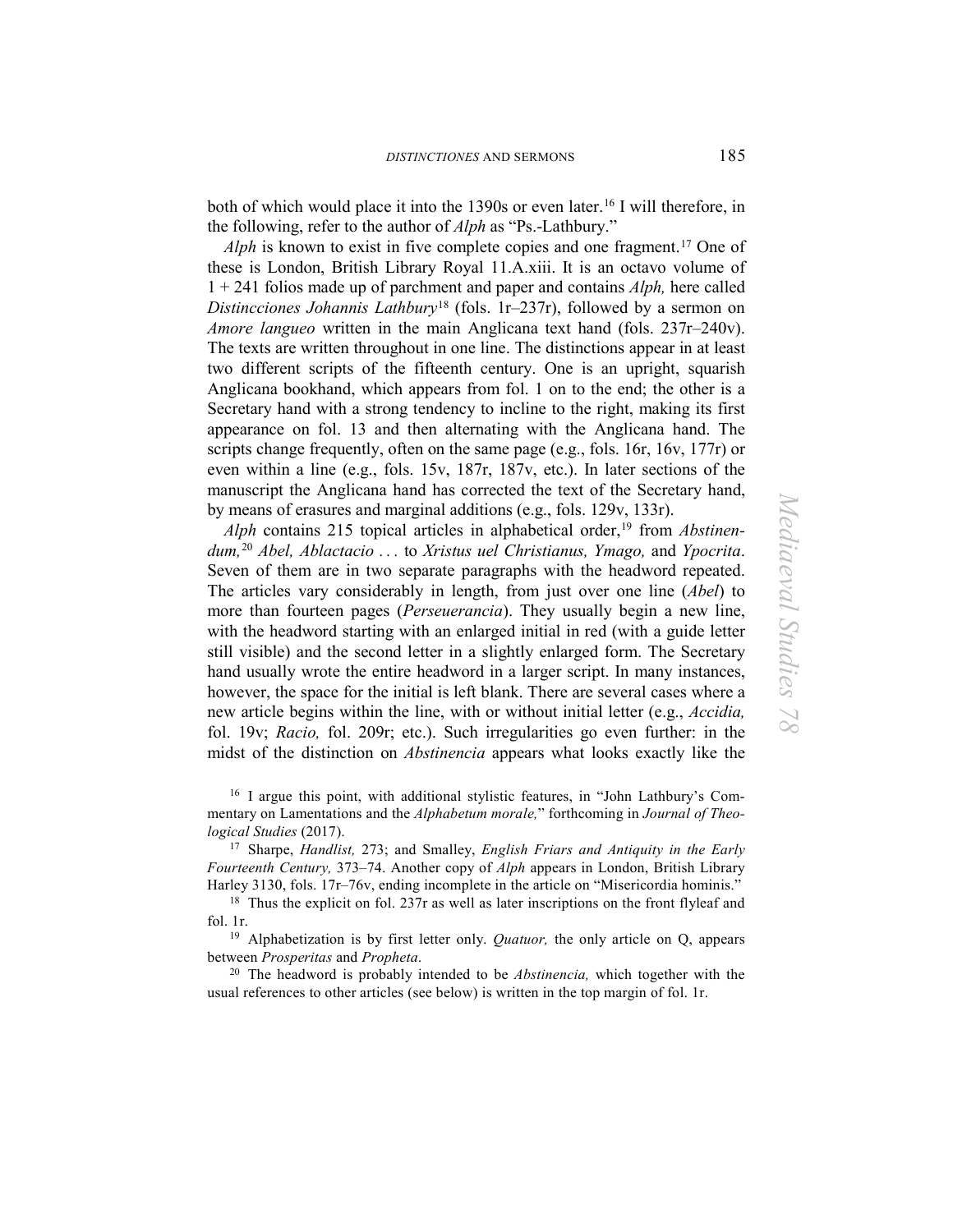both of which would place it into the 1390s or even later.[16] I will therefore, in the following, refer to the author of *Alph* as "Ps.-Lathbury."

*Alph* is known to exist in five complete copies and one fragment.[17] One of these is London, British Library Royal 11.A.xiii. It is an octavo volume of 1 + 241 folios made up of parchment and paper and contains *Alph,* here called *Distincciones Johannis Lathbury*[18] (fols. 1r–237r), followed by a sermon on *Amore langueo* written in the main Anglicana text hand (fols. 237r–240v). The texts are written throughout in one line. The distinctions appear in at least two different scripts of the fifteenth century. One is an upright, squarish Anglicana bookhand, which appears from fol. 1 on to the end; the other is a Secretary hand with a strong tendency to incline to the right, making its first appearance on fol. 13 and then alternating with the Anglicana hand. The scripts change frequently, often on the same page (e.g., fols. 16r, 16v, 177r) or even within a line (e.g., fols. 15v, 187r, 187v, etc.). In later sections of the manuscript the Anglicana hand has corrected the text of the Secretary hand, by means of erasures and marginal additions (e.g., fols. 129v, 133r).

*Alph* contains 215 topical articles in alphabetical order,[19] from *Abstinendum,*[20] *Abel, Ablactacio . . .* to *Xristus uel Christianus, Ymago,* and *Ypocrita*. Seven of them are in two separate paragraphs with the headword repeated. The articles vary considerably in length, from just over one line (*Abel*) to more than fourteen pages (*Perseuerancia*). They usually begin a new line, with the headword starting with an enlarged initial in red (with a guide letter still visible) and the second letter in a slightly enlarged form. The Secretary hand usually wrote the entire headword in a larger script. In many instances, however, the space for the initial is left blank. There are several cases where a new article begins within the line, with or without initial letter (e.g., *Accidia,* fol. 19v; *Racio,* fol. 209r; etc.). Such irregularities go even further: in the midst of the distinction on *Abstinencia* appears what looks exactly like the

[16] I argue this point, with additional stylistic features, in "John Lathbury's Commentary on Lamentations and the *Alphabetum morale,*" forthcoming in *Journal of Theological Studies* (2017).

[17] Sharpe, *Handlist,* 273; and Smalley, *English Friars and Antiquity in the Early Fourteenth Century,* 373–74. Another copy of *Alph* appears in London, British Library Harley 3130, fols. 17r–76v, ending incomplete in the article on "Misericordia hominis."

[18] Thus the explicit on fol. 237r as well as later inscriptions on the front flyleaf and fol. 1r.

[19] Alphabetization is by first letter only. *Quatuor,* the only article on Q, appears between *Prosperitas* and *Propheta*.

[20] The headword is probably intended to be *Abstinencia,* which together with the usual references to other articles (see below) is written in the top margin of fol. 1r.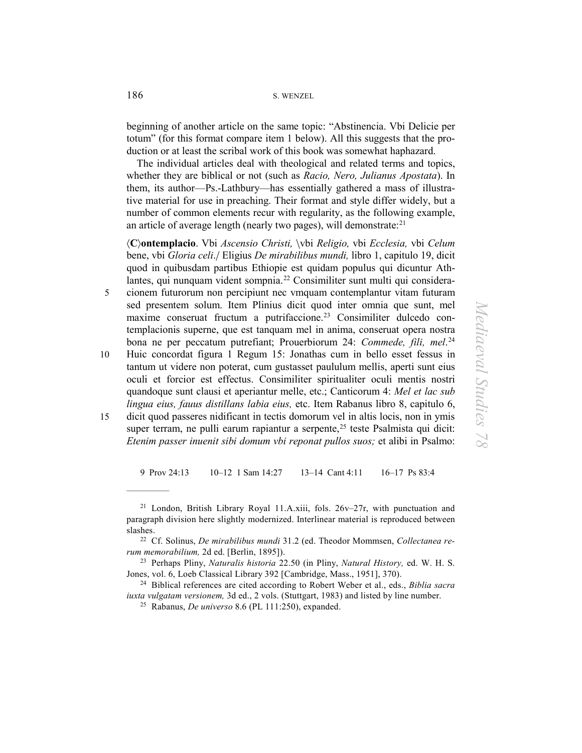beginning of another article on the same topic: "Abstinencia. Vbi Delicie per totum" (for this format compare item 1 below). All this suggests that the production or at least the scribal work of this book was somewhat haphazard.

The individual articles deal with theological and related terms and topics, whether they are biblical or not (such as *Racio, Nero, Julianus Apostata*). In them, its author—Ps.-Lathbury—has essentially gathered a mass of illustrative material for use in preaching. Their format and style differ widely, but a number of common elements recur with regularity, as the following example, an article of average length (nearly two pages), will demonstrate:[21]

> ⟨**C**⟩**ontemplacio**. Vbi *Ascensio Christi,* \vbi *Religio,* vbi *Ecclesia,* vbi *Celum* bene, vbi *Gloria celi*./ Eligius *De mirabilibus mundi,* libro 1, capitulo 19, dicit quod in quibusdam partibus Ethiopie est quidam populus qui dicuntur Athlantes, qui nunquam vident sompnia.[22] Consimiliter sunt multi qui consideracionem futurorum non percipiunt nec vmquam contemplantur vitam futuram sed presentem solum. Item Plinius dicit quod inter omnia que sunt, mel maxime conseruat fructum a putrifaccione.[23] Consimiliter dulcedo contemplacionis superne, que est tanquam mel in anima, conseruat opera nostra bona ne per peccatum putrefiant; Prouerbiorum 24: *Commede, fili, mel*.[24] Huic concordat figura 1 Regum 15: Jonathas cum in bello esset fessus in tantum ut videre non poterat, cum gustasset paululum mellis, aperti sunt eius oculi et forcior est effectus. Consimiliter spiritualiter oculi mentis nostri quandoque sunt clausi et aperiantur melle, etc.; Canticorum 4: *Mel et lac sub lingua eius, fauus distillans labia eius,* etc. Item Rabanus libro 8, capitulo 6, dicit quod passeres nidificant in tectis domorum vel in altis locis, non in ymis super terram, ne pulli earum rapiantur a serpente,[25] teste Psalmista qui dicit: *Etenim passer inuenit sibi domum vbi reponat pullos suos;* et alibi in Psalmo:

9 Prov 24:13 10–12 1 Sam 14:27 13–14 Cant 4:11 16–17 Ps 83:4

---

[21] London, British Library Royal 11.A.xiii, fols. 26v–27r, with punctuation and paragraph division here slightly modernized. Interlinear material is reproduced between slashes.

[22] Cf. Solinus, *De mirabilibus mundi* 31.2 (ed. Theodor Mommsen, *Collectanea rerum memorabilium,* 2d ed. [Berlin, 1895]).

[23] Perhaps Pliny, *Naturalis historia* 22.50 (in Pliny, *Natural History,* ed. W. H. S. Jones, vol. 6, Loeb Classical Library 392 [Cambridge, Mass., 1951], 370).

[24] Biblical references are cited according to Robert Weber et al., eds., *Biblia sacra iuxta vulgatam versionem,* 3d ed., 2 vols. (Stuttgart, 1983) and listed by line number.

[25] Rabanus, *De universo* 8.6 (PL 111:250), expanded.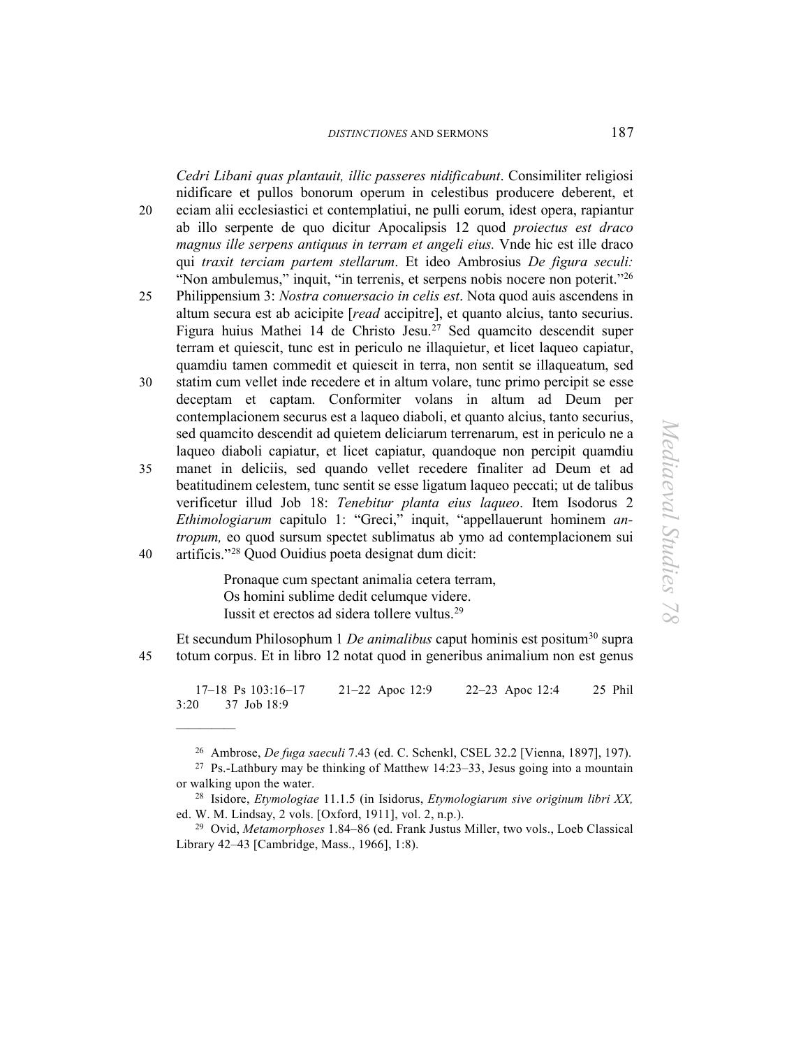*Cedri Libani quas plantauit, illic passeres nidificabunt*. Consimiliter religiosi nidificare et pullos bonorum operum in celestibus producere deberent, et eciam alii ecclesiastici et contemplatiui, ne pulli eorum, idest opera, rapiantur ab illo serpente de quo dicitur Apocalipsis 12 quod *proiectus est draco magnus ille serpens antiquus in terram et angeli eius.* Vnde hic est ille draco qui *traxit terciam partem stellarum*. Et ideo Ambrosius *De figura seculi:* "Non ambulemus," inquit, "in terrenis, et serpens nobis nocere non poterit."[26] Philippensium 3: *Nostra conuersacio in celis est*. Nota quod auis ascendens in altum secura est ab acicipite [*read* accipitre], et quanto alcius, tanto securius. Figura huius Mathei 14 de Christo Jesu.[27] Sed quamcito descendit super terram et quiescit, tunc est in periculo ne illaquietur, et licet laqueo capiatur, quamdiu tamen commedit et quiescit in terra, non sentit se illaqueatum, sed statim cum vellet inde recedere et in altum volare, tunc primo percipit se esse deceptam et captam. Conformiter volans in altum ad Deum per contemplacionem securus est a laqueo diaboli, et quanto alcius, tanto securius, sed quamcito descendit ad quietem deliciarum terrenarum, est in periculo ne a laqueo diaboli capiatur, et licet capiatur, quandoque non percipit quamdiu manet in deliciis, sed quando vellet recedere finaliter ad Deum et ad beatitudinem celestem, tunc sentit se esse ligatum laqueo peccati; ut de talibus verificetur illud Job 18: *Tenebitur planta eius laqueo*. Item Isodorus 2 *Ethimologiarum* capitulo 1: "Greci," inquit, "appellauerunt hominem *antropum,* eo quod sursum spectet sublimatus ab ymo ad contemplacionem sui artificis."[28] Quod Ouidius poeta designat dum dicit:

> Pronaque cum spectant animalia cetera terram,
> Os homini sublime dedit celumque videre.
> Iussit et erectos ad sidera tollere vultus.[29]

Et secundum Philosophum 1 *De animalibus* caput hominis est positum[30] supra totum corpus. Et in libro 12 notat quod in generibus animalium non est genus

17–18 Ps 103:16–17 21–22 Apoc 12:9 22–23 Apoc 12:4 25 Phil 3:20 37 Job 18:9

---

[26] Ambrose, *De fuga saeculi* 7.43 (ed. C. Schenkl, CSEL 32.2 [Vienna, 1897], 197).

[27] Ps.-Lathbury may be thinking of Matthew 14:23–33, Jesus going into a mountain or walking upon the water.

[28] Isidore, *Etymologiae* 11.1.5 (in Isidorus, *Etymologiarum sive originum libri XX,* ed. W. M. Lindsay, 2 vols. [Oxford, 1911], vol. 2, n.p.).

[29] Ovid, *Metamorphoses* 1.84–86 (ed. Frank Justus Miller, two vols., Loeb Classical Library 42–43 [Cambridge, Mass., 1966], 1:8).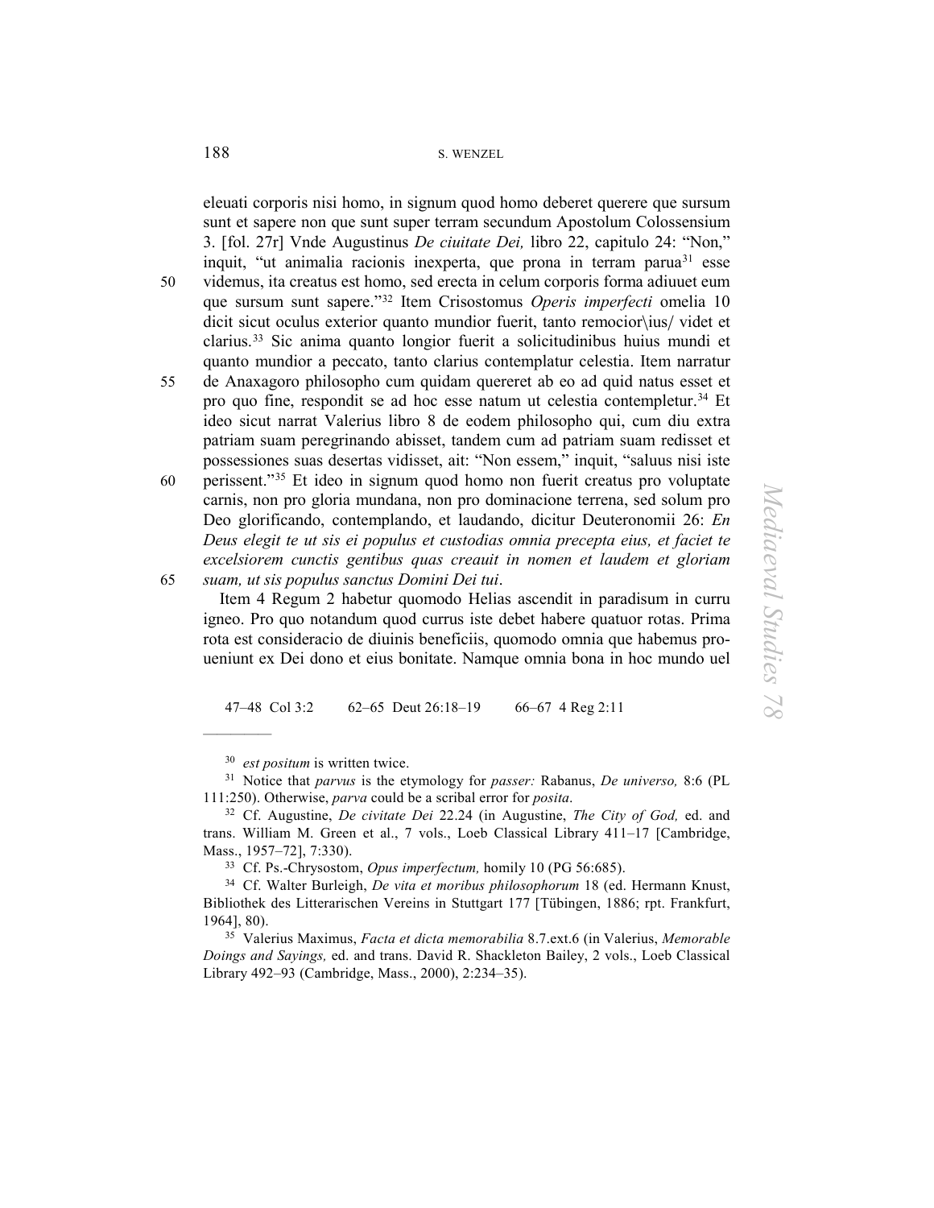eleuati corporis nisi homo, in signum quod homo deberet querere que sursum sunt et sapere non que sunt super terram secundum Apostolum Colossensium 3. [fol. 27r] Vnde Augustinus *De ciuitate Dei,* libro 22, capitulo 24: "Non," inquit, "ut animalia racionis inexperta, que prona in terram parua[31] esse videmus, ita creatus est homo, sed erecta in celum corporis forma adiuuet eum que sursum sunt sapere."[32] Item Crisostomus *Operis imperfecti* omelia 10 dicit sicut oculus exterior quanto mundior fuerit, tanto remocior\ius/ videt et clarius.[33] Sic anima quanto longior fuerit a solicitudinibus huius mundi et quanto mundior a peccato, tanto clarius contemplatur celestia. Item narratur de Anaxagoro philosopho cum quidam quereret ab eo ad quid natus esset et pro quo fine, respondit se ad hoc esse natum ut celestia contempletur.[34] Et ideo sicut narrat Valerius libro 8 de eodem philosopho qui, cum diu extra patriam suam peregrinando abisset, tandem cum ad patriam suam redisset et possessiones suas desertas vidisset, ait: "Non essem," inquit, "saluus nisi iste perissent."[35] Et in signum quod homo non fuerit creatus pro voluptate carnis, non pro gloria mundana, non pro dominacione terrena, sed solum pro Deo glorificando, contemplando, et laudando, dicitur Deuteronomii 26: *En Deus elegit te ut sis ei populus et custodias omnia precepta eius, et faciet te excelsiorem cunctis gentibus quas creauit in nomen et laudem et gloriam suam, ut sis populus sanctus Domini Dei tui*.

Item 4 Regum 2 habetur quomodo Helias ascendit in paradisum in curru igneo. Pro quo notandum quod currus iste debet habere quatuor rotas. Prima rota est consideracio de diuinis beneficiis, quomodo omnia que habemus proueniunt ex Dei dono et eius bonitate. Namque omnia bona in hoc mundo uel

47–48 Col 3:2 62–65 Deut 26:18–19 66–67 4 Reg 2:11

---

[30] *est positum* is written twice.

[31] Notice that *parvus* is the etymology for *passer:* Rabanus, *De universo,* 8:6 (PL 111:250). Otherwise, *parva* could be a scribal error for *posita*.

[32] Cf. Augustine, *De civitate Dei* 22.24 (in Augustine, *The City of God,* ed. and trans. William M. Green et al., 7 vols., Loeb Classical Library 411–17 [Cambridge, Mass., 1957–72], 7:330).

[33] Cf. Ps.-Chrysostom, *Opus imperfectum,* homily 10 (PG 56:685).

[34] Cf. Walter Burleigh, *De vita et moribus philosophorum* 18 (ed. Hermann Knust, Bibliothek des Litterarischen Vereins in Stuttgart 177 [Tübingen, 1886; rpt. Frankfurt, 1964], 80).

[35] Valerius Maximus, *Facta et dicta memorabilia* 8.7.ext.6 (in Valerius, *Memorable Doings and Sayings,* ed. and trans. David R. Shackleton Bailey, 2 vols., Loeb Classical Library 492–93 (Cambridge, Mass., 2000), 2:234–35).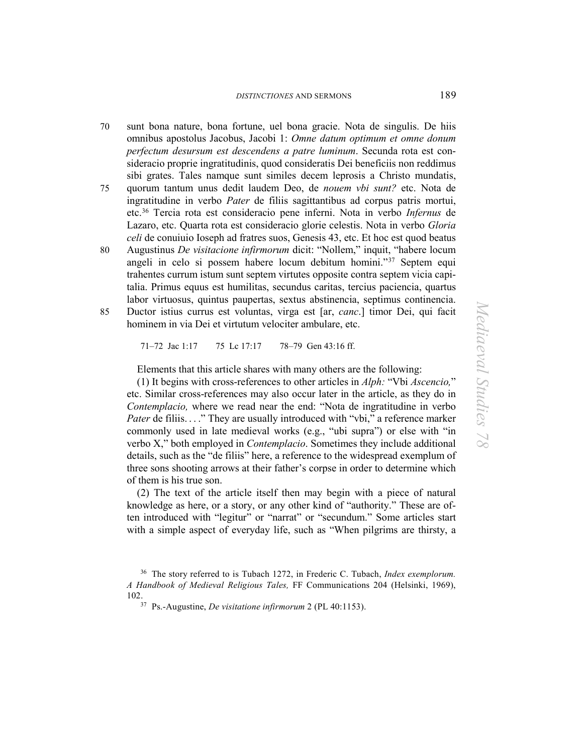70 sunt bona nature, bona fortune, uel bona gracie. Nota de singulis. De hiis omnibus apostolus Jacobus, Jacobi 1: *Omne datum optimum et omne donum perfectum desursum est descendens a patre luminum*. Secunda rota est consideracio proprie ingratitudinis, quod consideratis Dei beneficiis non reddimus sibi grates. Tales namque sunt similes decem leprosis a Christo mundatis,
75 quorum tantum unus dedit laudem Deo, de *nouem vbi sunt?* etc. Nota de ingratitudine in verbo *Pater* de filiis sagittantibus ad corpus patris mortui, etc.[36] Tercia rota est consideracio pene inferni. Nota in verbo *Infernus* de Lazaro, etc. Quarta rota est consideracio glorie celestis. Nota in verbo *Gloria celi* de conuiuio Ioseph ad fratres suos, Genesis 43, etc. Et hoc est quod beatus
80 Augustinus *De visitacione infirmorum* dicit: "Nollem," inquit, "habere locum angeli in celo si possem habere locum debitum homini."[37] Septem equi trahentes currum istum sunt septem virtutes opposite contra septem vicia capitalia. Primus equus est humilitas, secundus caritas, tercius paciencia, quartus labor virtuosus, quintus paupertas, sextus abstinencia, septimus continencia.
85 Ductor istius currus est voluntas, virga est [ar, *canc*.] timor Dei, qui facit hominem in via Dei et virtutum velociter ambulare, etc.

71–72 Jac 1:17 75 Lc 17:17 78–79 Gen 43:16 ff.

Elements that this article shares with many others are the following:

(1) It begins with cross-references to other articles in *Alph:* "Vbi *Ascencio,*" etc. Similar cross-references may also occur later in the article, as they do in *Contemplacio,* where we read near the end: "Nota de ingratitudine in verbo *Pater* de filiis. . . ." They are usually introduced with "vbi," a reference marker commonly used in late medieval works (e.g., "ubi supra") or else with "in verbo X," both employed in *Contemplacio*. Sometimes they include additional details, such as the "de filiis" here, a reference to the widespread exemplum of three sons shooting arrows at their father's corpse in order to determine which of them is his true son.

(2) The text of the article itself then may begin with a piece of natural knowledge as here, or a story, or any other kind of "authority." These are often introduced with "legitur" or "narrat" or "secundum." Some articles start with a simple aspect of everyday life, such as "When pilgrims are thirsty, a

[36] The story referred to is Tubach 1272, in Frederic C. Tubach, *Index exemplorum. A Handbook of Medieval Religious Tales,* FF Communications 204 (Helsinki, 1969), 102.

[37] Ps.-Augustine, *De visitatione infirmorum* 2 (PL 40:1153).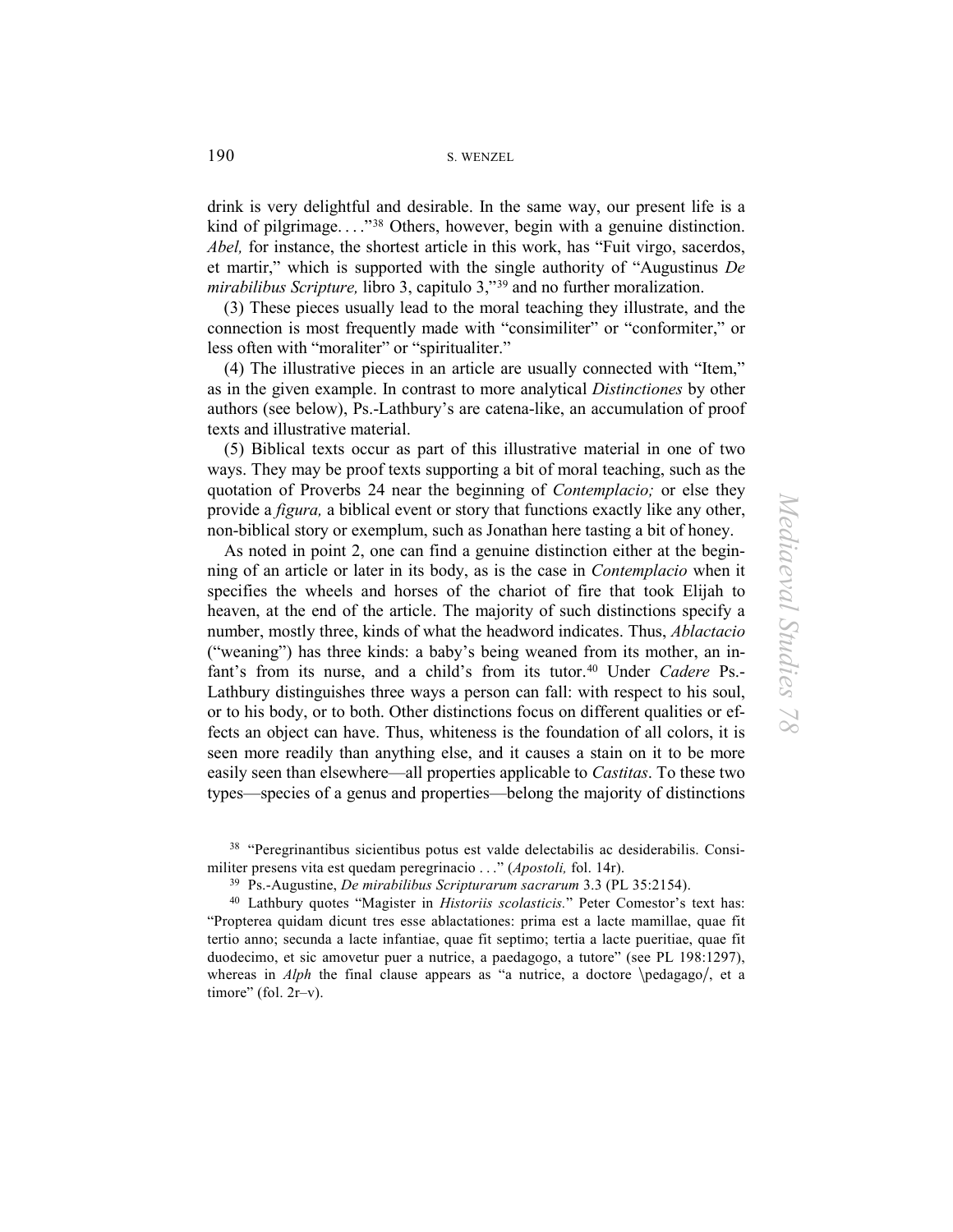drink is very delightful and desirable. In the same way, our present life is a kind of pilgrimage. . . ."[38] Others, however, begin with a genuine distinction. *Abel,* for instance, the shortest article in this work, has "Fuit virgo, sacerdos, et martir," which is supported with the single authority of "Augustinus *De mirabilibus Scripture,* libro 3, capitulo 3,"[39] and no further moralization.

(3) These pieces usually lead to the moral teaching they illustrate, and the connection is most frequently made with "consimiliter" or "conformiter," or less often with "moraliter" or "spiritualiter."

(4) The illustrative pieces in an article are usually connected with "Item," as in the given example. In contrast to more analytical *Distinctiones* by other authors (see below), Ps.-Lathbury's are catena-like, an accumulation of proof texts and illustrative material.

(5) Biblical texts occur as part of this illustrative material in one of two ways. They may be proof texts supporting a bit of moral teaching, such as the quotation of Proverbs 24 near the beginning of *Contemplacio;* or else they provide a *figura,* a biblical event or story that functions exactly like any other, non-biblical story or exemplum, such as Jonathan here tasting a bit of honey.

As noted in point 2, one can find a genuine distinction either at the beginning of an article or later in its body, as is the case in *Contemplacio* when it specifies the wheels and horses of the chariot of fire that took Elijah to heaven, at the end of the article. The majority of such distinctions specify a number, mostly three, kinds of what the headword indicates. Thus, *Ablactacio* ("weaning") has three kinds: a baby's being weaned from its mother, an infant's from its nurse, and a child's from its tutor.[40] Under *Cadere* Ps.-Lathbury distinguishes three ways a person can fall: with respect to his soul, or to his body, or to both. Other distinctions focus on different qualities or effects an object can have. Thus, whiteness is the foundation of all colors, it is seen more readily than anything else, and it causes a stain on it to be more easily seen than elsewhere—all properties applicable to *Castitas*. To these two types—species of a genus and properties—belong the majority of distinctions

---

[38] "Peregrinantibus sicientibus potus est valde delectabilis ac desiderabilis. Consimiliter presens vita est quedam peregrinacio . . ." (*Apostoli,* fol. 14r).

[39] Ps.-Augustine, *De mirabilibus Scripturarum sacrarum* 3.3 (PL 35:2154).

[40] Lathbury quotes "Magister in *Historiis scolasticis.*" Peter Comestor's text has: "Propterea quidam dicunt tres esse ablactationes: prima est a lacte mamillae, quae fit tertio anno; secunda a lacte infantiae, quae fit septimo; tertia a lacte pueritiae, quae fit duodecimo, et sic amovetur puer a nutrice, a paedagogo, a tutore" (see PL 198:1297), whereas in *Alph* the final clause appears as "a nutrice, a doctore \pedagago/, et a timore" (fol. 2r–v).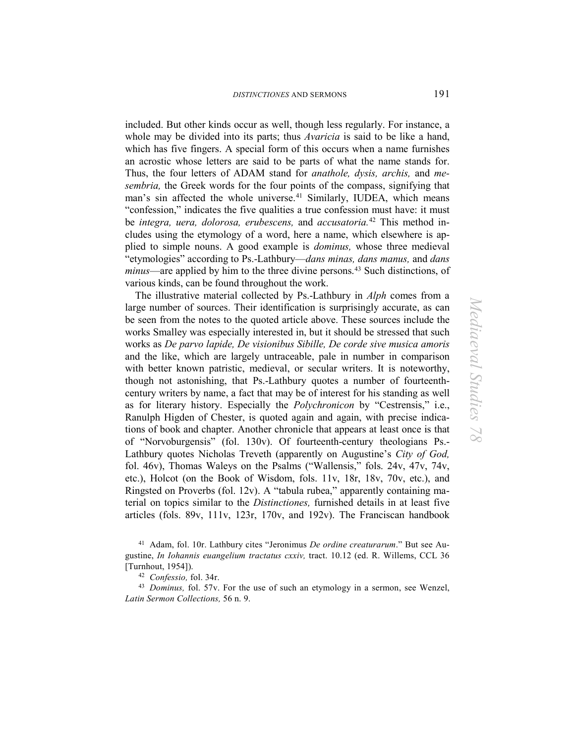included. But other kinds occur as well, though less regularly. For instance, a whole may be divided into its parts; thus *Avaricia* is said to be like a hand, which has five fingers. A special form of this occurs when a name furnishes an acrostic whose letters are said to be parts of what the name stands for. Thus, the four letters of ADAM stand for *anathole, dysis, archis,* and *mesembria,* the Greek words for the four points of the compass, signifying that man's sin affected the whole universe.[41] Similarly, IUDEA, which means "confession," indicates the five qualities a true confession must have: it must be *integra, uera, dolorosa, erubescens,* and *accusatoria.*[42] This method includes using the etymology of a word, here a name, which elsewhere is applied to simple nouns. A good example is *dominus,* whose three medieval "etymologies" according to Ps.-Lathbury—*dans minas, dans manus,* and *dans minus*—are applied by him to the three divine persons.[43] Such distinctions, of various kinds, can be found throughout the work.

The illustrative material collected by Ps.-Lathbury in *Alph* comes from a large number of sources. Their identification is surprisingly accurate, as can be seen from the notes to the quoted article above. These sources include the works Smalley was especially interested in, but it should be stressed that such works as *De parvo lapide, De visionibus Sibille, De corde sive musica amoris* and the like, which are largely untraceable, pale in number in comparison with better known patristic, medieval, or secular writers. It is noteworthy, though not astonishing, that Ps.-Lathbury quotes a number of fourteenth-century writers by name, a fact that may be of interest for his standing as well as for literary history. Especially the *Polychronicon* by "Cestrensis," i.e., Ranulph Higden of Chester, is quoted again and again, with precise indications of book and chapter. Another chronicle that appears at least once is that of "Norvoburgensis" (fol. 130v). Of fourteenth-century theologians Ps.-Lathbury quotes Nicholas Treveth (apparently on Augustine's *City of God,* fol. 46v), Thomas Waleys on the Psalms ("Wallensis," fols. 24v, 47v, 74v, etc.), Holcot (on the Book of Wisdom, fols. 11v, 18r, 18v, 70v, etc.), and Ringsted on Proverbs (fol. 12v). A "tabula rubea," apparently containing material on topics similar to the *Distinctiones,* furnished details in at least five articles (fols. 89v, 111v, 123r, 170v, and 192v). The Franciscan handbook

---

[41] Adam, fol. 10r. Lathbury cites "Jeronimus *De ordine creaturarum*." But see Augustine, *In Iohannis euangelium tractatus cxxiv,* tract. 10.12 (ed. R. Willems, CCL 36 [Turnhout, 1954]).

[42] *Confessio,* fol. 34r.

[43] *Dominus,* fol. 57v. For the use of such an etymology in a sermon, see Wenzel, *Latin Sermon Collections,* 56 n. 9.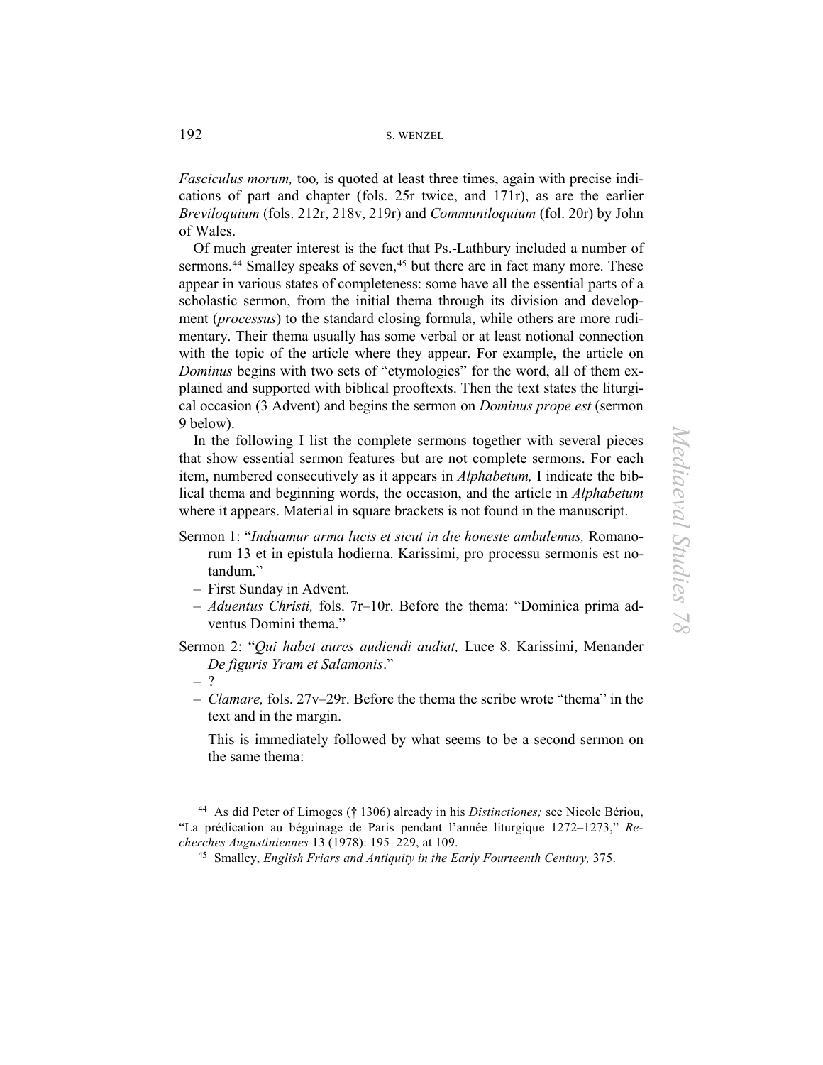*Fasciculus morum,* too, is quoted at least three times, again with precise indications of part and chapter (fols. 25r twice, and 171r), as are the earlier *Breviloquium* (fols. 212r, 218v, 219r) and *Communiloquium* (fol. 20r) by John of Wales.

Of much greater interest is the fact that Ps.-Lathbury included a number of sermons.[44] Smalley speaks of seven,[45] but there are in fact many more. These appear in various states of completeness: some have all the essential parts of a scholastic sermon, from the initial thema through its division and development (*processus*) to the standard closing formula, while others are more rudimentary. Their thema usually has some verbal or at least notional connection with the topic of the article where they appear. For example, the article on *Dominus* begins with two sets of "etymologies" for the word, all of them explained and supported with biblical prooftexts. Then the text states the liturgical occasion (3 Advent) and begins the sermon on *Dominus prope est* (sermon 9 below).

In the following I list the complete sermons together with several pieces that show essential sermon features but are not complete sermons. For each item, numbered consecutively as it appears in *Alphabetum,* I indicate the biblical thema and beginning words, the occasion, and the article in *Alphabetum* where it appears. Material in square brackets is not found in the manuscript.

Sermon 1: "*Induamur arma lucis et sicut in die honeste ambulemus,* Romanorum 13 et in epistula hodierna. Karissimi, pro processu sermonis est notandum."

- First Sunday in Advent.
- *Aduentus Christi,* fols. 7r–10r. Before the thema: "Dominica prima adventus Domini thema."

Sermon 2: "*Qui habet aures audiendi audiat,* Luce 8. Karissimi, Menander *De figuris Yram et Salamonis*."

- ?
- *Clamare,* fols. 27v–29r. Before the thema the scribe wrote "thema" in the text and in the margin.

This is immediately followed by what seems to be a second sermon on the same thema:

[44] As did Peter of Limoges († 1306) already in his *Distinctiones;* see Nicole Bériou, "La prédication au béguinage de Paris pendant l'année liturgique 1272–1273," *Recherches Augustiniennes* 13 (1978): 195–229, at 109.

[45] Smalley, *English Friars and Antiquity in the Early Fourteenth Century,* 375.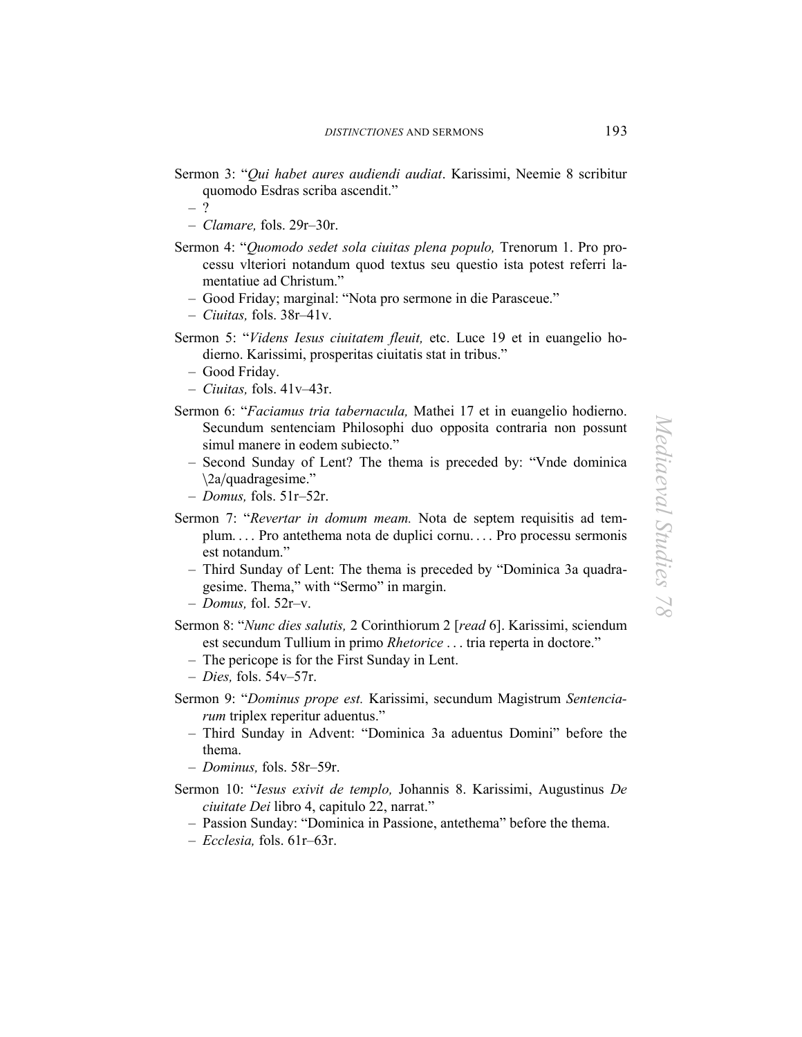Sermon 3: "*Qui habet aures audiendi audiat*. Karissimi, Neemie 8 scribitur quomodo Esdras scriba ascendit."

- ?
- *Clamare,* fols. 29r–30r.

Sermon 4: "*Quomodo sedet sola ciuitas plena populo,* Trenorum 1. Pro processu vlteriori notandum quod textus seu questio ista potest referri lamentatiue ad Christum."

- Good Friday; marginal: "Nota pro sermone in die Parasceue."
- *Ciuitas,* fols. 38r–41v.

Sermon 5: "*Videns Iesus ciuitatem fleuit,* etc. Luce 19 et in euangelio hodierno. Karissimi, prosperitas ciuitatis stat in tribus."

- Good Friday.
- *Ciuitas,* fols. 41v–43r.

Sermon 6: "*Faciamus tria tabernacula,* Mathei 17 et in euangelio hodierno. Secundum sentenciam Philosophi duo opposita contraria non possunt simul manere in eodem subiecto."

- Second Sunday of Lent? The thema is preceded by: "Vnde dominica \2a/quadragesime."
- *Domus,* fols. 51r–52r.

Sermon 7: "*Revertar in domum meam.* Nota de septem requisitis ad templum. . . . Pro antethema nota de duplici cornu. . . . Pro processu sermonis est notandum."

- Third Sunday of Lent: The thema is preceded by "Dominica 3a quadragesime. Thema," with "Sermo" in margin.
- *Domus,* fol. 52r–v.

Sermon 8: "*Nunc dies salutis,* 2 Corinthiorum 2 [*read* 6]. Karissimi, sciendum est secundum Tullium in primo *Rhetorice* . . . tria reperta in doctore."

- The pericope is for the First Sunday in Lent.
- *Dies,* fols. 54v–57r.

Sermon 9: "*Dominus prope est.* Karissimi, secundum Magistrum *Senten­ciarum* triplex reperitur aduentus."

- Third Sunday in Advent: "Dominica 3a aduentus Domini" before the thema.
- *Dominus,* fols. 58r–59r.

Sermon 10: "*Iesus exivit de templo,* Johannis 8. Karissimi, Augustinus *De ciuitate Dei* libro 4, capitulo 22, narrat."

- Passion Sunday: "Dominica in Passione, antethema" before the thema.
- *Ecclesia,* fols. 61r–63r.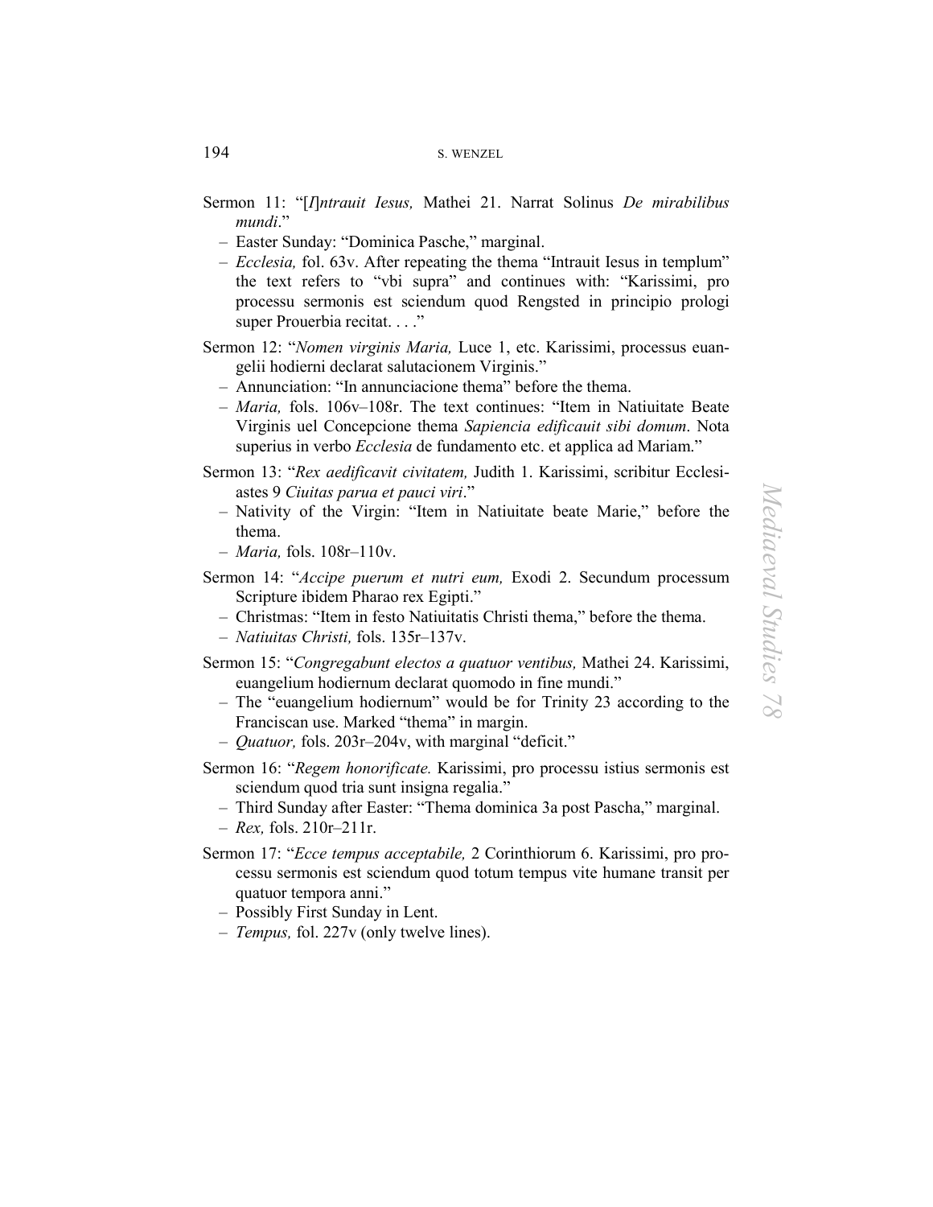Sermon 11: "[*I*]*ntrauit Iesus,* Mathei 21. Narrat Solinus *De mirabilibus mundi*."

- Easter Sunday: "Dominica Pasche," marginal.
- *Ecclesia,* fol. 63v. After repeating the thema "Intrauit Iesus in templum" the text refers to "vbi supra" and continues with: "Karissimi, pro processu sermonis est sciendum quod Rengsted in principio prologi super Prouerbia recitat. . . ."

Sermon 12: "*Nomen virginis Maria,* Luce 1, etc. Karissimi, processus euangelii hodierni declarat salutacionem Virginis."

- Annunciation: "In annunciacione thema" before the thema.
- *Maria,* fols. 106v–108r. The text continues: "Item in Natiuitate Beate Virginis uel Concepcione thema *Sapiencia edificauit sibi domum*. Nota superius in verbo *Ecclesia* de fundamento etc. et applica ad Mariam."

Sermon 13: "*Rex aedificavit civitatem,* Judith 1. Karissimi, scribitur Ecclesiastes 9 *Ciuitas parua et pauci viri*."

- Nativity of the Virgin: "Item in Natiuitate beate Marie," before the thema.
- *Maria,* fols. 108r–110v.

Sermon 14: "*Accipe puerum et nutri eum,* Exodi 2. Secundum processum Scripture ibidem Pharao rex Egipti."

- Christmas: "Item in festo Natiuitatis Christi thema," before the thema.
- *Natiuitas Christi,* fols. 135r–137v.

Sermon 15: "*Congregabunt electos a quatuor ventibus,* Mathei 24. Karissimi, euangelium hodiernum declarat quomodo in fine mundi."

- The "euangelium hodiernum" would be for Trinity 23 according to the Franciscan use. Marked "thema" in margin.
- *Quatuor,* fols. 203r–204v, with marginal "deficit."

Sermon 16: "*Regem honorificate.* Karissimi, pro processu istius sermonis est sciendum quod tria sunt insigna regalia."

- Third Sunday after Easter: "Thema dominica 3a post Pascha," marginal.
- *Rex,* fols. 210r–211r.

Sermon 17: "*Ecce tempus acceptabile,* 2 Corinthiorum 6. Karissimi, pro processu sermonis est sciendum quod totum tempus vite humane transit per quatuor tempora anni."

- Possibly First Sunday in Lent.
- *Tempus,* fol. 227v (only twelve lines).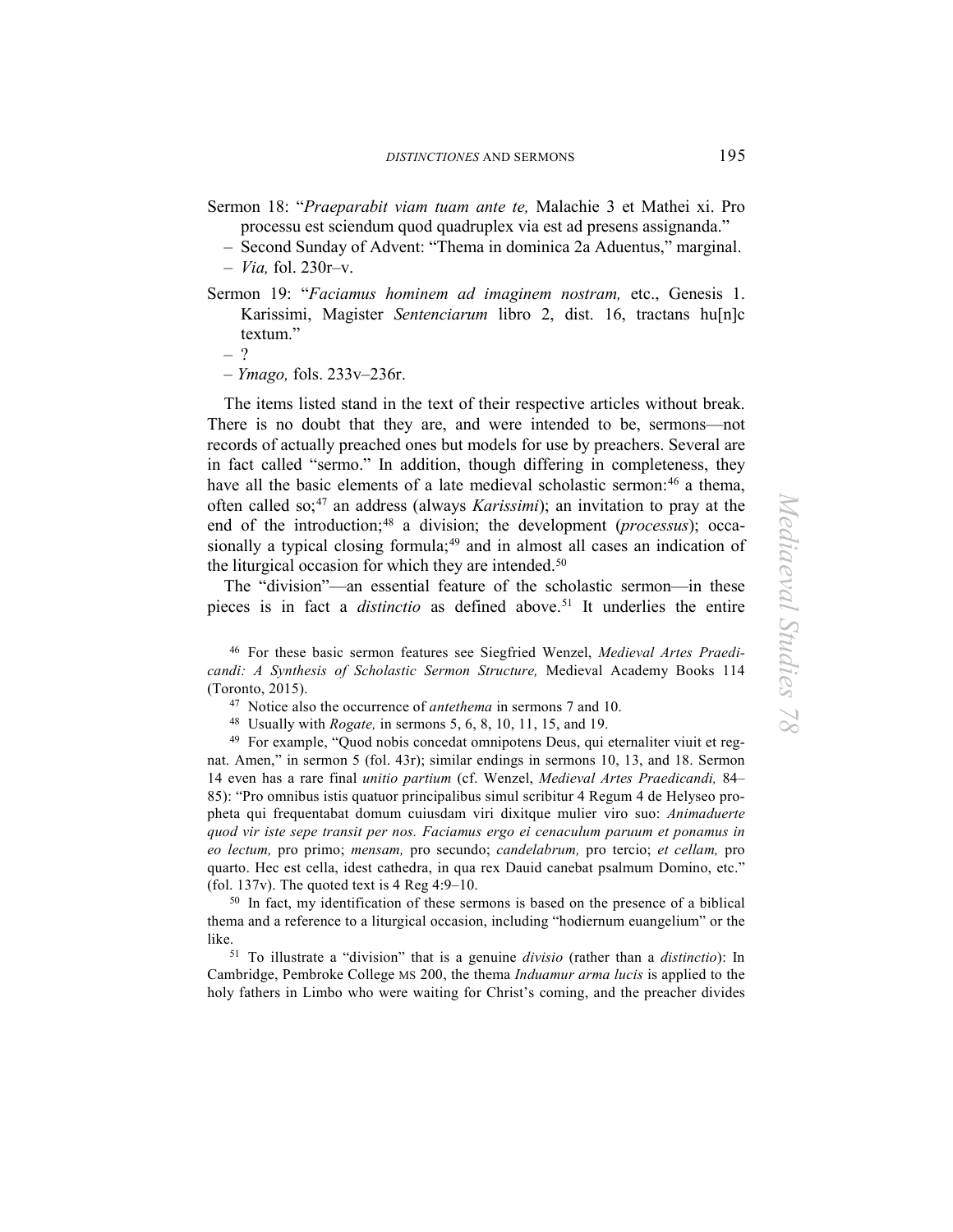Sermon 18: "*Praeparabit viam tuam ante te,* Malachie 3 et Mathei xi. Pro processu est sciendum quod quadruplex via est ad presens assignanda."

– Second Sunday of Advent: "Thema in dominica 2a Aduentus," marginal.

– *Via,* fol. 230r–v.

Sermon 19: "*Faciamus hominem ad imaginem nostram,* etc., Genesis 1. Karissimi, Magister *Sentenciarum* libro 2, dist. 16, tractans hu[n]c textum."

– ?

– *Ymago,* fols. 233v–236r.

The items listed stand in the text of their respective articles without break. There is no doubt that they are, and were intended to be, sermons—not records of actually preached ones but models for use by preachers. Several are in fact called "sermo." In addition, though differing in completeness, they have all the basic elements of a late medieval scholastic sermon:[46] a thema, often called so;[47] an address (always *Karissimi*); an invitation to pray at the end of the introduction;[48] a division; the development (*processus*); occasionally a typical closing formula;[49] and in almost all cases an indication of the liturgical occasion for which they are intended.[50]

The "division"—an essential feature of the scholastic sermon—in these pieces is in fact a *distinctio* as defined above.[51] It underlies the entire

[46] For these basic sermon features see Siegfried Wenzel, *Medieval Artes Praedicandi: A Synthesis of Scholastic Sermon Structure,* Medieval Academy Books 114 (Toronto, 2015).

[47] Notice also the occurrence of *antethema* in sermons 7 and 10.

[48] Usually with *Rogate,* in sermons 5, 6, 8, 10, 11, 15, and 19.

[49] For example, "Quod nobis concedat omnipotens Deus, qui eternaliter viuit et regnat. Amen," in sermon 5 (fol. 43r); similar endings in sermons 10, 13, and 18. Sermon 14 even has a rare final *unitio partium* (cf. Wenzel, *Medieval Artes Praedicandi,* 84–85): "Pro omnibus istis quatuor principalibus simul scribitur 4 Regum 4 de Helyseo propheta qui frequentabat domum cuiusdam viri dixitque mulier viro suo: *Animaduerte quod vir iste sepe transit per nos. Faciamus ergo ei cenaculum paruum et ponamus in eo lectum,* pro primo; *mensam,* pro secundo; *candelabrum,* pro tercio; *et cellam,* pro quarto. Hec est cella, idest cathedra, in qua rex Dauid canebat psalmum Domino, etc." (fol. 137v). The quoted text is 4 Reg 4:9–10.

[50] In fact, my identification of these sermons is based on the presence of a biblical thema and a reference to a liturgical occasion, including "hodiernum euangelium" or the like.

[51] To illustrate a "division" that is a genuine *divisio* (rather than a *distinctio*): In Cambridge, Pembroke College MS 200, the thema *Induamur arma lucis* is applied to the holy fathers in Limbo who were waiting for Christ's coming, and the preacher divides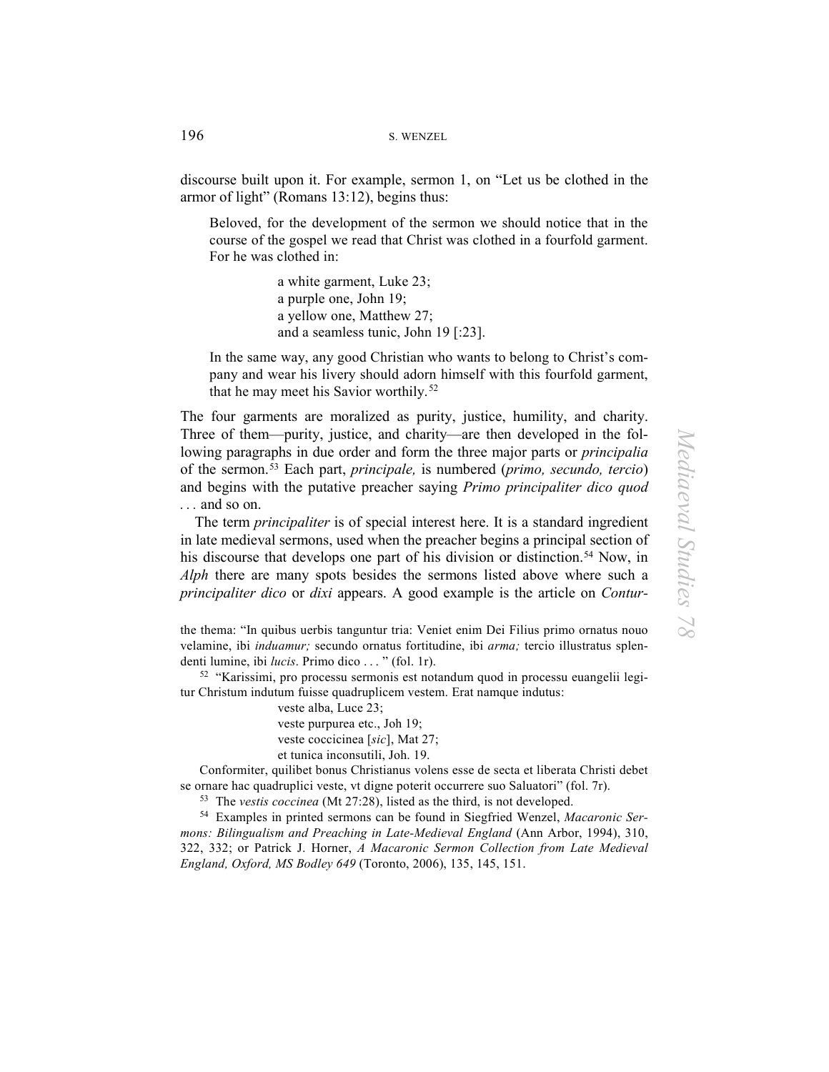discourse built upon it. For example, sermon 1, on "Let us be clothed in the armor of light" (Romans 13:12), begins thus:

> Beloved, for the development of the sermon we should notice that in the course of the gospel we read that Christ was clothed in a fourfold garment. For he was clothed in:
>
> a white garment, Luke 23;  
> a purple one, John 19;  
> a yellow one, Matthew 27;  
> and a seamless tunic, John 19 [:23].
>
> In the same way, any good Christian who wants to belong to Christ's company and wear his livery should adorn himself with this fourfold garment, that he may meet his Savior worthily.[52]

The four garments are moralized as purity, justice, humility, and charity. Three of them—purity, justice, and charity—are then developed in the following paragraphs in due order and form the three major parts or *principalia* of the sermon.[53] Each part, *principale,* is numbered (*primo, secundo, tercio*) and begins with the putative preacher saying *Primo principaliter dico quod* . . . and so on.

The term *principaliter* is of special interest here. It is a standard ingredient in late medieval sermons, used when the preacher begins a principal section of his discourse that develops one part of his division or distinction.[54] Now, in *Alph* there are many spots besides the sermons listed above where such a *principaliter dico* or *dixi* appears. A good example is the article on *Contur-*

---

the thema: "In quibus uerbis tanguntur tria: Veniet enim Dei Filius primo ornatus nouo velamine, ibi *induamur;* secundo ornatus fortitudine, ibi *arma;* tercio illustratus splendenti lumine, ibi *lucis*. Primo dico . . . " (fol. 1r).

[52] "Karissimi, pro processu sermonis est notandum quod in processu euangelii legitur Christum indutum fuisse quadruplicem vestem. Erat namque indutus:

veste alba, Luce 23;  
veste purpurea etc., Joh 19;  
veste coccicinea [*sic*], Mat 27;  
et tunica inconsutili, Joh. 19.

Conformiter, quilibet bonus Christianus volens esse de secta et liberata Christi debet se ornare hac quadruplici veste, vt digne poterit occurrere suo Saluatori" (fol. 7r).

[53] The *vestis coccinea* (Mt 27:28), listed as the third, is not developed.

[54] Examples in printed sermons can be found in Siegfried Wenzel, *Macaronic Sermons: Bilingualism and Preaching in Late-Medieval England* (Ann Arbor, 1994), 310, 322, 332; or Patrick J. Horner, *A Macaronic Sermon Collection from Late Medieval England, Oxford, MS Bodley 649* (Toronto, 2006), 135, 145, 151.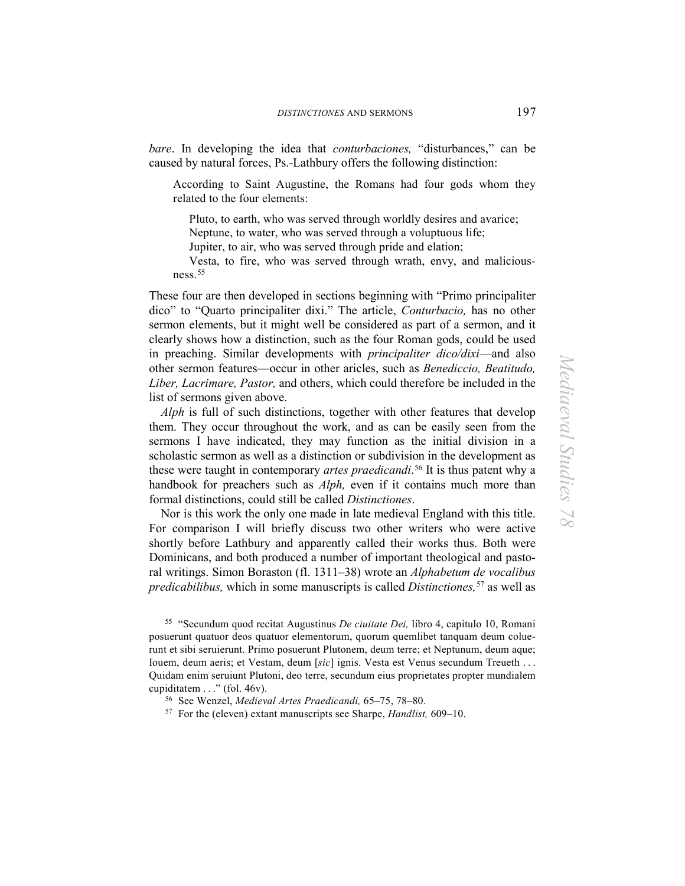*bare*. In developing the idea that *conturbaciones,* "disturbances," can be caused by natural forces, Ps.-Lathbury offers the following distinction:

> According to Saint Augustine, the Romans had four gods whom they related to the four elements:
>
> Pluto, to earth, who was served through worldly desires and avarice;
> Neptune, to water, who was served through a voluptuous life;
> Jupiter, to air, who was served through pride and elation;
> Vesta, to fire, who was served through wrath, envy, and maliciousness.[55]

These four are then developed in sections beginning with "Primo principaliter dico" to "Quarto principaliter dixi." The article, *Conturbacio,* has no other sermon elements, but it might well be considered as part of a sermon, and it clearly shows how a distinction, such as the four Roman gods, could be used in preaching. Similar developments with *principaliter dico/dixi*—and also other sermon features—occur in other aricles, such as *Benediccio, Beatitudo, Liber, Lacrimare, Pastor,* and others, which could therefore be included in the list of sermons given above.

*Alph* is full of such distinctions, together with other features that develop them. They occur throughout the work, and as can be easily seen from the sermons I have indicated, they may function as the initial division in a scholastic sermon as well as a distinction or subdivision in the development as these were taught in contemporary *artes praedicandi*.[56] It is thus patent why a handbook for preachers such as *Alph,* even if it contains much more than formal distinctions, could still be called *Distinctiones*.

Nor is this work the only one made in late medieval England with this title. For comparison I will briefly discuss two other writers who were active shortly before Lathbury and apparently called their works thus. Both were Dominicans, and both produced a number of important theological and pastoral writings. Simon Boraston (fl. 1311–38) wrote an *Alphabetum de vocalibus predicabilibus,* which in some manuscripts is called *Distinctiones,*[57] as well as

---

[55] "Secundum quod recitat Augustinus *De ciuitate Dei,* libro 4, capitulo 10, Romani posuerunt quatuor deos quatuor elementorum, quorum quemlibet tanquam deum coluerunt et sibi seruierunt. Primo posuerunt Plutonem, deum terre; et Neptunum, deum aque; Iouem, deum aeris; et Vestam, deum [*sic*] ignis. Vesta est Venus secundum Treueth . . . Quidam enim seruiunt Plutoni, deo terre, secundum eius proprietates propter mundialem cupiditatem . . ." (fol. 46v).

[56] See Wenzel, *Medieval Artes Praedicandi,* 65–75, 78–80.

[57] For the (eleven) extant manuscripts see Sharpe, *Handlist,* 609–10.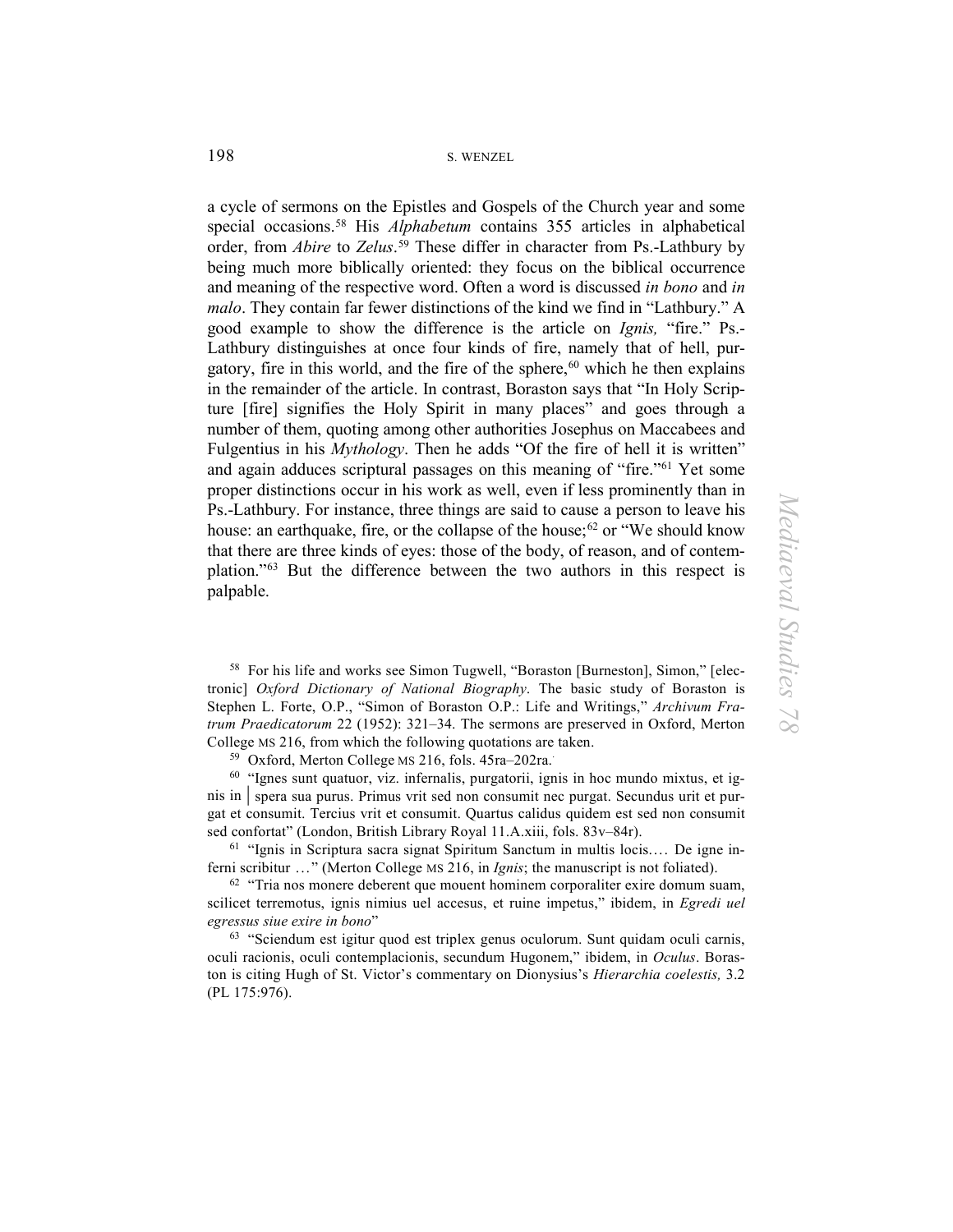a cycle of sermons on the Epistles and Gospels of the Church year and some special occasions.[58] His *Alphabetum* contains 355 articles in alphabetical order, from *Abire* to *Zelus*.[59] These differ in character from Ps.-Lathbury by being much more biblically oriented: they focus on the biblical occurrence and meaning of the respective word. Often a word is discussed *in bono* and *in malo*. They contain far fewer distinctions of the kind we find in "Lathbury." A good example to show the difference is the article on *Ignis,* "fire." Ps.-Lathbury distinguishes at once four kinds of fire, namely that of hell, purgatory, fire in this world, and the fire of the sphere,[60] which he then explains in the remainder of the article. In contrast, Boraston says that "In Holy Scripture [fire] signifies the Holy Spirit in many places" and goes through a number of them, quoting among other authorities Josephus on Maccabees and Fulgentius in his *Mythology*. Then he adds "Of the fire of hell it is written" and again adduces scriptural passages on this meaning of "fire."[61] Yet some proper distinctions occur in his work as well, even if less prominently than in Ps.-Lathbury. For instance, three things are said to cause a person to leave his house: an earthquake, fire, or the collapse of the house;[62] or "We should know that there are three kinds of eyes: those of the body, of reason, and of contemplation."[63] But the difference between the two authors in this respect is palpable.

---

[58] For his life and works see Simon Tugwell, "Boraston [Burneston], Simon," [electronic] *Oxford Dictionary of National Biography*. The basic study of Boraston is Stephen L. Forte, O.P., "Simon of Boraston O.P.: Life and Writings," *Archivum Fratrum Praedicatorum* 22 (1952): 321–34. The sermons are preserved in Oxford, Merton College MS 216, from which the following quotations are taken.

[59] Oxford, Merton College MS 216, fols. 45ra–202ra.

[60] "Ignes sunt quatuor, viz. infernalis, purgatorii, ignis in hoc mundo mixtus, et ignis in | spera sua purus. Primus vrit sed non consumit nec purgat. Secundus urit et purgat et consumit. Tercius vrit et consumit. Quartus calidus quidem est sed non consumit sed confortat" (London, British Library Royal 11.A.xiii, fols. 83v–84r).

[61] "Ignis in Scriptura sacra signat Spiritum Sanctum in multis locis.… De igne inferni scribitur …" (Merton College MS 216, in *Ignis*; the manuscript is not foliated).

[62] "Tria nos monere deberent que mouent hominem corporaliter exire domum suam, scilicet terremotus, ignis nimius uel accesus, et ruine impetus," ibidem, in *Egredi uel egressus siue exire in bono*"

[63] "Sciendum est igitur quod est triplex genus oculorum. Sunt quidam oculi carnis, oculi racionis, oculi contemplacionis, secundum Hugonem," ibidem, in *Oculus*. Boraston is citing Hugh of St. Victor's commentary on Dionysius's *Hierarchia coelestis,* 3.2 (PL 175:976).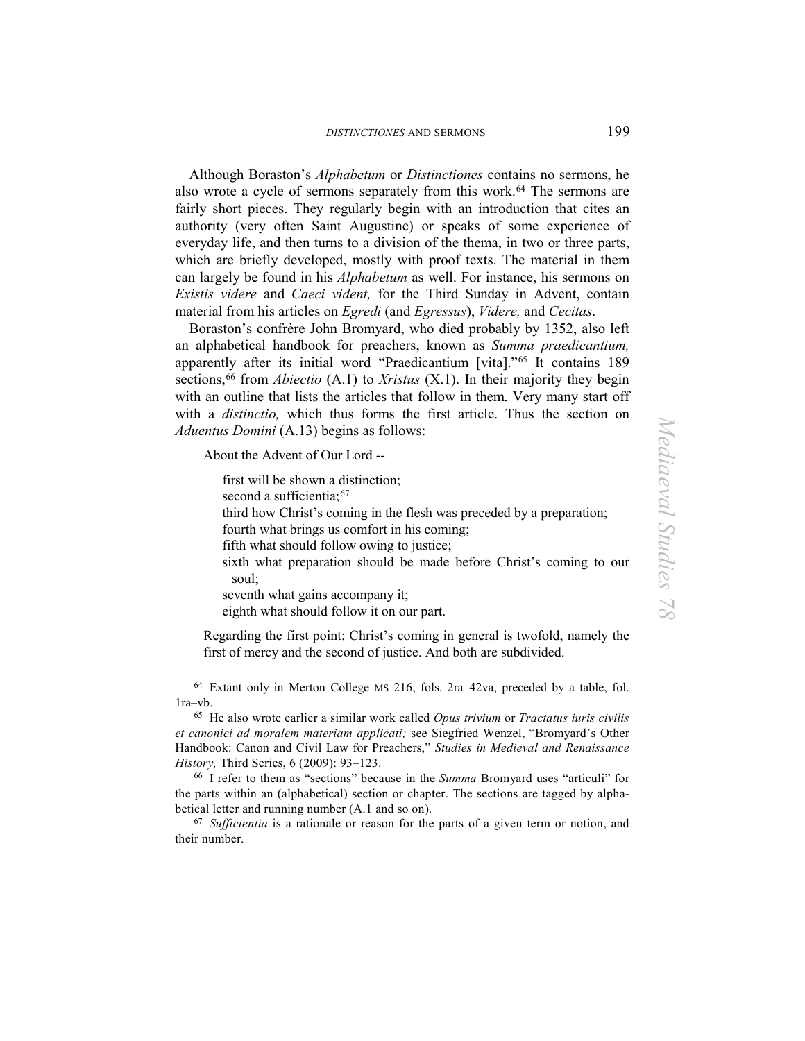Although Boraston's *Alphabetum* or *Distinctiones* contains no sermons, he also wrote a cycle of sermons separately from this work.[64] The sermons are fairly short pieces. They regularly begin with an introduction that cites an authority (very often Saint Augustine) or speaks of some experience of everyday life, and then turns to a division of the thema, in two or three parts, which are briefly developed, mostly with proof texts. The material in them can largely be found in his *Alphabetum* as well. For instance, his sermons on *Existis videre* and *Caeci vident,* for the Third Sunday in Advent, contain material from his articles on *Egredi* (and *Egressus*), *Videre,* and *Cecitas*.

Boraston's confrère John Bromyard, who died probably by 1352, also left an alphabetical handbook for preachers, known as *Summa praedicantium,* apparently after its initial word "Praedicantium [vita]."[65] It contains 189 sections,[66] from *Abiectio* (A.1) to *Xristus* (X.1). In their majority they begin with an outline that lists the articles that follow in them. Very many start off with a *distinctio,* which thus forms the first article. Thus the section on *Aduentus Domini* (A.13) begins as follows:

> About the Advent of Our Lord --
>
> first will be shown a distinction;
> second a sufficientia;[67]
> third how Christ's coming in the flesh was preceded by a preparation;
> fourth what brings us comfort in his coming;
> fifth what should follow owing to justice;
> sixth what preparation should be made before Christ's coming to our soul;
> seventh what gains accompany it;
> eighth what should follow it on our part.
>
> Regarding the first point: Christ's coming in general is twofold, namely the first of mercy and the second of justice. And both are subdivided.

[64] Extant only in Merton College MS 216, fols. 2ra–42va, preceded by a table, fol. 1ra–vb.

[65] He also wrote earlier a similar work called *Opus trivium* or *Tractatus iuris civilis et canonici ad moralem materiam applicati;* see Siegfried Wenzel, "Bromyard's Other Handbook: Canon and Civil Law for Preachers," *Studies in Medieval and Renaissance History,* Third Series, 6 (2009): 93–123.

[66] I refer to them as "sections" because in the *Summa* Bromyard uses "articuli" for the parts within an (alphabetical) section or chapter. The sections are tagged by alphabetical letter and running number (A.1 and so on).

[67] *Sufficientia* is a rationale or reason for the parts of a given term or notion, and their number.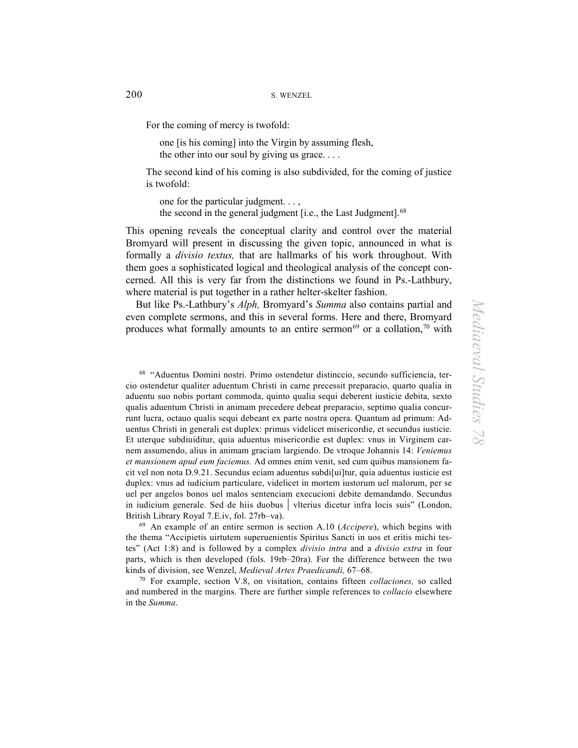For the coming of mercy is twofold:

> one [is his coming] into the Virgin by assuming flesh,
> the other into our soul by giving us grace. . . .

The second kind of his coming is also subdivided, for the coming of justice is twofold:

> one for the particular judgment. . . ,
> the second in the general judgment [i.e., the Last Judgment].[68]

This opening reveals the conceptual clarity and control over the material Bromyard will present in discussing the given topic, announced in what is formally a *divisio textus,* that are hallmarks of his work throughout. With them goes a sophisticated logical and theological analysis of the concept concerned. All this is very far from the distinctions we found in Ps.-Lathbury, where material is put together in a rather helter-skelter fashion.

But like Ps.-Lathbury's *Alph,* Bromyard's *Summa* also contains partial and even complete sermons, and this in several forms. Here and there, Bromyard produces what formally amounts to an entire sermon[69] or a collation,[70] with

---

[68] "Aduentus Domini nostri. Primo ostendetur distinccio, secundo sufficiencia, tercio ostendetur qualiter aduentum Christi in carne precessit preparacio, quarto qualia in aduentu suo nobis portant commoda, quinto qualia sequi deberent iusticie debita, sexto qualis aduentum Christi in animam precedere debeat preparacio, septimo qualia concurrunt lucra, octauo qualis sequi debeant ex parte nostra opera. Quantum ad primum: Aduentus Christi in generali est duplex: primus videlicet misericordie, et secundus iusticie. Et uterque subdiuiditur, quia aduentus misericordie est duplex: vnus in Virginem carnem assumendo, alius in animam graciam largiendo. De vtroque Johannis 14: *Veniemus et mansionem apud eum faciemus.* Ad omnes enim venit, sed cum quibus mansionem facit vel non nota D.9.21. Secundus eciam aduentus subdi[ui]tur, quia aduentus iusticie est duplex: vnus ad iudicium particulare, videlicet in mortem iustorum uel malorum, per se uel per angelos bonos uel malos sentenciam execucioni debite demandando. Secundus in iudicium generale. Sed de hiis duobus │ vlterius dicetur infra locis suis" (London, British Library Royal 7.E.iv, fol. 27rb–va).

[69] An example of an entire sermon is section A.10 (*Accipere*), which begins with the thema "Accipietis uirtutem superuenientis Spiritus Sancti in uos et eritis michi testes" (Act 1:8) and is followed by a complex *divisio intra* and a *divisio extra* in four parts, which is then developed (fols. 19rb–20ra). For the difference between the two kinds of division, see Wenzel, *Medieval Artes Praedicandi,* 67–68.

[70] For example, section V.8, on visitation, contains fifteen *collaciones,* so called and numbered in the margins. There are further simple references to *collacio* elsewhere in the *Summa*.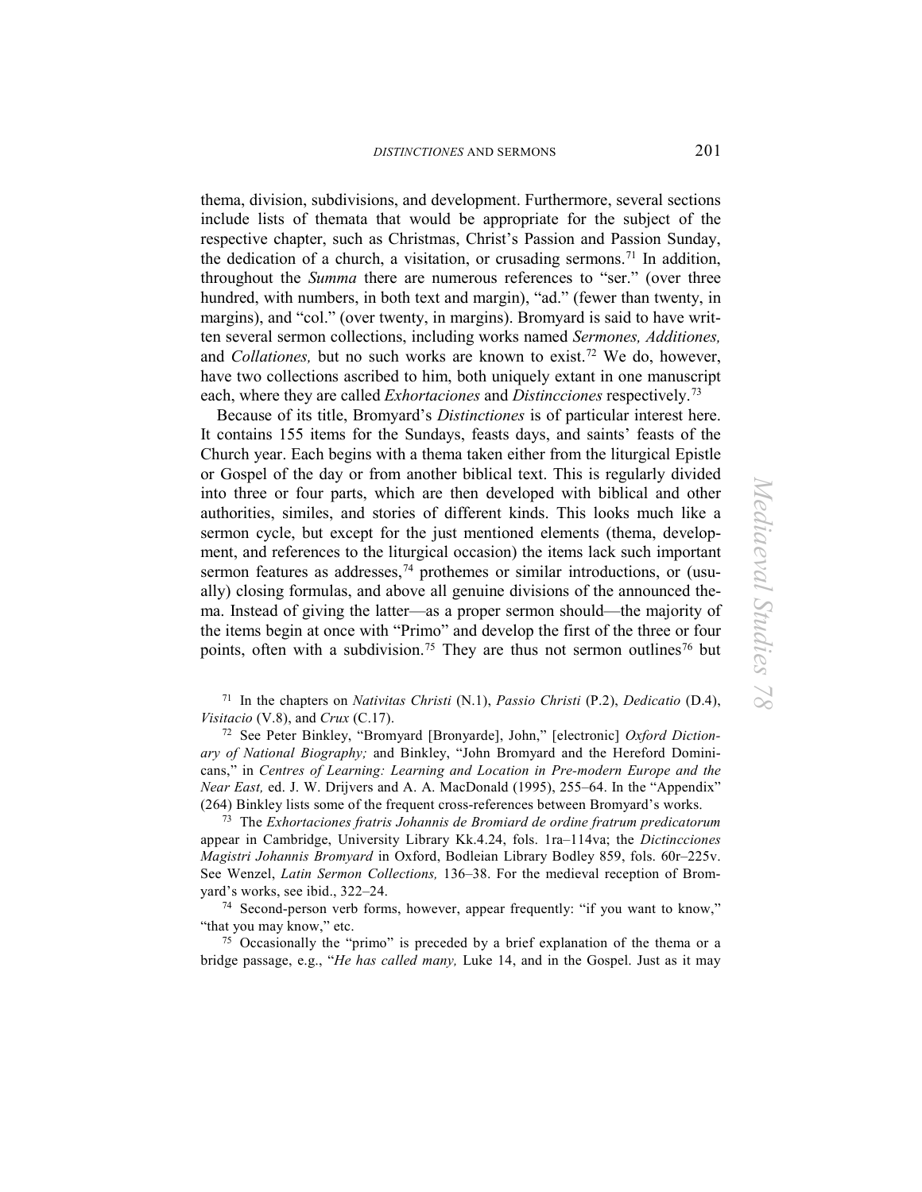thema, division, subdivisions, and development. Furthermore, several sections include lists of themata that would be appropriate for the subject of the respective chapter, such as Christmas, Christ's Passion and Passion Sunday, the dedication of a church, a visitation, or crusading sermons.[71] In addition, throughout the *Summa* there are numerous references to "ser." (over three hundred, with numbers, in both text and margin), "ad." (fewer than twenty, in margins), and "col." (over twenty, in margins). Bromyard is said to have written several sermon collections, including works named *Sermones, Additiones,* and *Collationes,* but no such works are known to exist.[72] We do, however, have two collections ascribed to him, both uniquely extant in one manuscript each, where they are called *Exhortaciones* and *Distincciones* respectively.[73]

Because of its title, Bromyard's *Distinctiones* is of particular interest here. It contains 155 items for the Sundays, feasts days, and saints' feasts of the Church year. Each begins with a thema taken either from the liturgical Epistle or Gospel of the day or from another biblical text. This is regularly divided into three or four parts, which are then developed with biblical and other authorities, similes, and stories of different kinds. This looks much like a sermon cycle, but except for the just mentioned elements (thema, development, and references to the liturgical occasion) the items lack such important sermon features as addresses,[74] prothemes or similar introductions, or (usually) closing formulas, and above all genuine divisions of the announced thema. Instead of giving the latter—as a proper sermon should—the majority of the items begin at once with "Primo" and develop the first of the three or four points, often with a subdivision.[75] They are thus not sermon outlines[76] but

[71] In the chapters on *Nativitas Christi* (N.1), *Passio Christi* (P.2), *Dedicatio* (D.4), *Visitacio* (V.8), and *Crux* (C.17).

[72] See Peter Binkley, "Bromyard [Bronyarde], John," [electronic] *Oxford Dictionary of National Biography;* and Binkley, "John Bromyard and the Hereford Dominicans," in *Centres of Learning: Learning and Location in Pre-modern Europe and the Near East,* ed. J. W. Drijvers and A. A. MacDonald (1995), 255–64. In the "Appendix" (264) Binkley lists some of the frequent cross-references between Bromyard's works.

[73] The *Exhortaciones fratris Johannis de Bromiard de ordine fratrum predicatorum* appear in Cambridge, University Library Kk.4.24, fols. 1ra–114va; the *Dictincciones Magistri Johannis Bromyard* in Oxford, Bodleian Library Bodley 859, fols. 60r–225v. See Wenzel, *Latin Sermon Collections,* 136–38. For the medieval reception of Bromyard's works, see ibid., 322–24.

[74] Second-person verb forms, however, appear frequently: "if you want to know," "that you may know," etc.

[75] Occasionally the "primo" is preceded by a brief explanation of the thema or a bridge passage, e.g., "*He has called many,* Luke 14, and in the Gospel. Just as it may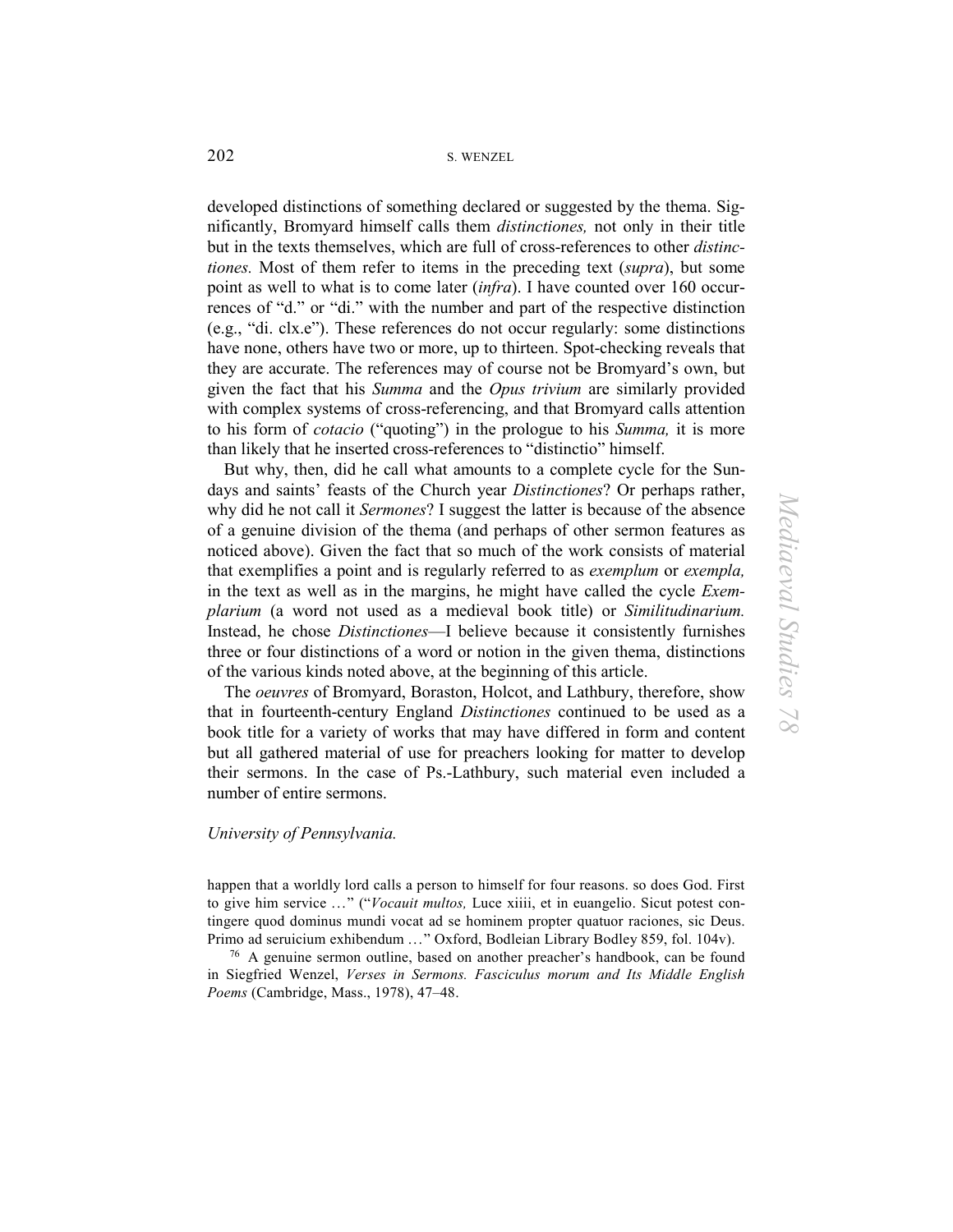developed distinctions of something declared or suggested by the thema. Significantly, Bromyard himself calls them *distinctiones,* not only in their title but in the texts themselves, which are full of cross-references to other *distinctiones.* Most of them refer to items in the preceding text (*supra*), but some point as well to what is to come later (*infra*). I have counted over 160 occurrences of "d." or "di." with the number and part of the respective distinction (e.g., "di. clx.e"). These references do not occur regularly: some distinctions have none, others have two or more, up to thirteen. Spot-checking reveals that they are accurate. The references may of course not be Bromyard's own, but given the fact that his *Summa* and the *Opus trivium* are similarly provided with complex systems of cross-referencing, and that Bromyard calls attention to his form of *cotacio* ("quoting") in the prologue to his *Summa,* it is more than likely that he inserted cross-references to "distinctio" himself.

But why, then, did he call what amounts to a complete cycle for the Sundays and saints' feasts of the Church year *Distinctiones*? Or perhaps rather, why did he not call it *Sermones*? I suggest the latter is because of the absence of a genuine division of the thema (and perhaps of other sermon features as noticed above). Given the fact that so much of the work consists of material that exemplifies a point and is regularly referred to as *exemplum* or *exempla,* in the text as well as in the margins, he might have called the cycle *Exemplarium* (a word not used as a medieval book title) or *Similitudinarium.* Instead, he chose *Distinctiones*—I believe because it consistently furnishes three or four distinctions of a word or notion in the given thema, distinctions of the various kinds noted above, at the beginning of this article.

The *oeuvres* of Bromyard, Boraston, Holcot, and Lathbury, therefore, show that in fourteenth-century England *Distinctiones* continued to be used as a book title for a variety of works that may have differed in form and content but all gathered material of use for preachers looking for matter to develop their sermons. In the case of Ps.-Lathbury, such material even included a number of entire sermons.

*University of Pennsylvania.*

happen that a worldly lord calls a person to himself for four reasons. so does God. First to give him service …" ("*Vocauit multos,* Luce xiiii, et in euangelio. Sicut potest contingere quod dominus mundi vocat ad se hominem propter quatuor raciones, sic Deus. Primo ad seruicium exhibendum …" Oxford, Bodleian Library Bodley 859, fol. 104v).

[76] A genuine sermon outline, based on another preacher's handbook, can be found in Siegfried Wenzel, *Verses in Sermons. Fasciculus morum and Its Middle English Poems* (Cambridge, Mass., 1978), 47–48.